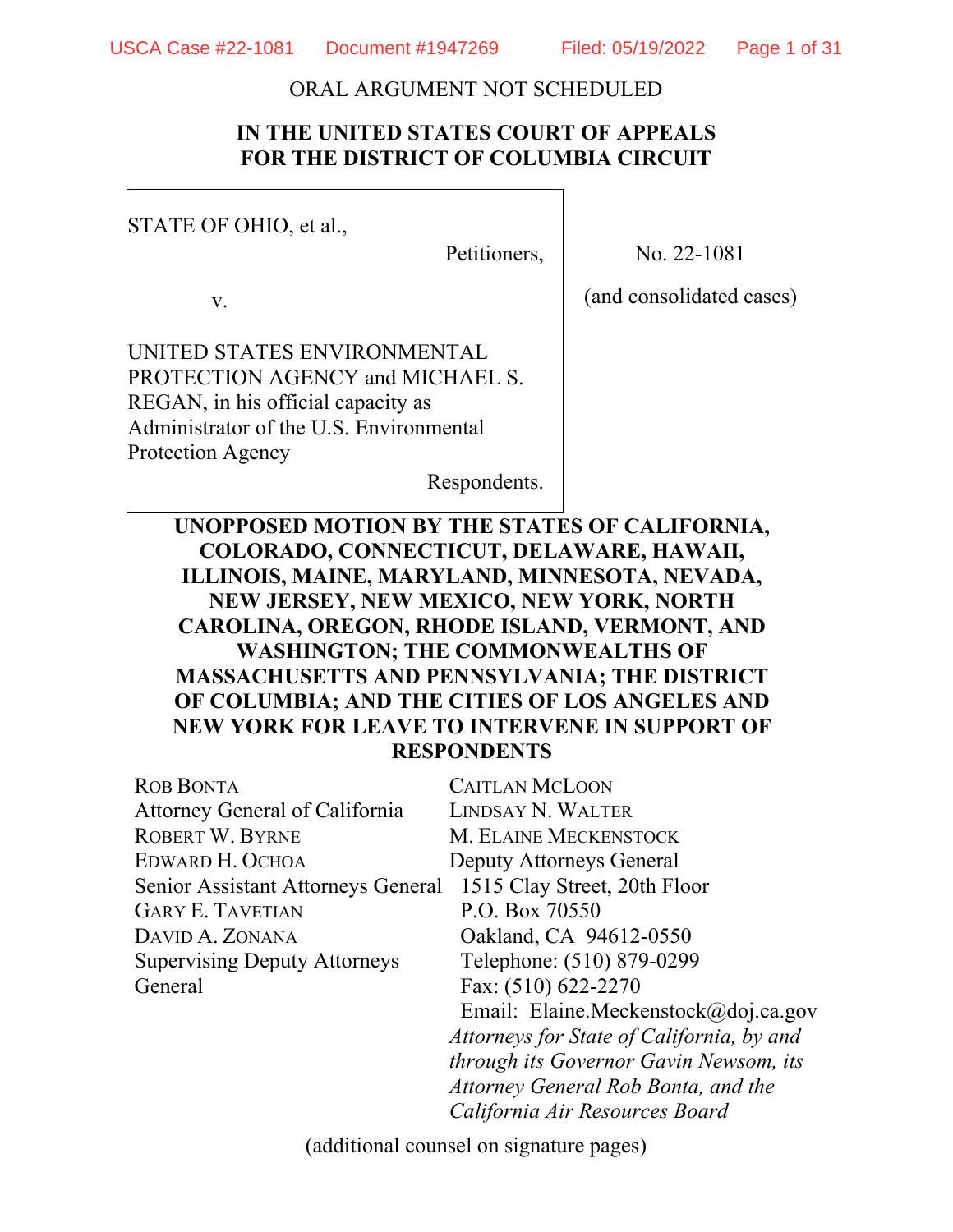ORAL ARGUMENT NOT SCHEDULED

**IN THE UNITED STATES COURT OF APPEALS
FOR THE DISTRICT OF COLUMBIA CIRCUIT**

| | |
|---|---|
| STATE OF OHIO, et al.,<br>Petitioners,<br><br>v.<br><br>UNITED STATES ENVIRONMENTAL PROTECTION AGENCY and MICHAEL S. REGAN, in his official capacity as Administrator of the U.S. Environmental Protection Agency<br>Respondents. | No. 22-1081<br><br>(and consolidated cases) |

**UNOPPOSED MOTION BY THE STATES OF CALIFORNIA, COLORADO, CONNECTICUT, DELAWARE, HAWAII, ILLINOIS, MAINE, MARYLAND, MINNESOTA, NEVADA, NEW JERSEY, NEW MEXICO, NEW YORK, NORTH CAROLINA, OREGON, RHODE ISLAND, VERMONT, AND WASHINGTON; THE COMMONWEALTHS OF MASSACHUSETTS AND PENNSYLVANIA; THE DISTRICT OF COLUMBIA; AND THE CITIES OF LOS ANGELES AND NEW YORK FOR LEAVE TO INTERVENE IN SUPPORT OF RESPONDENTS**

ROB BONTA
Attorney General of California
ROBERT W. BYRNE
EDWARD H. OCHOA
Senior Assistant Attorneys General
GARY E. TAVETIAN
DAVID A. ZONANA
Supervising Deputy Attorneys General

CAITLAN MCLOON
LINDSAY N. WALTER
M. ELAINE MECKENSTOCK
Deputy Attorneys General
1515 Clay Street, 20th Floor
P.O. Box 70550
Oakland, CA 94612-0550
Telephone: (510) 879-0299
Fax: (510) 622-2270
Email: Elaine.Meckenstock@doj.ca.gov
*Attorneys for State of California, by and through its Governor Gavin Newsom, its Attorney General Rob Bonta, and the California Air Resources Board*

(additional counsel on signature pages)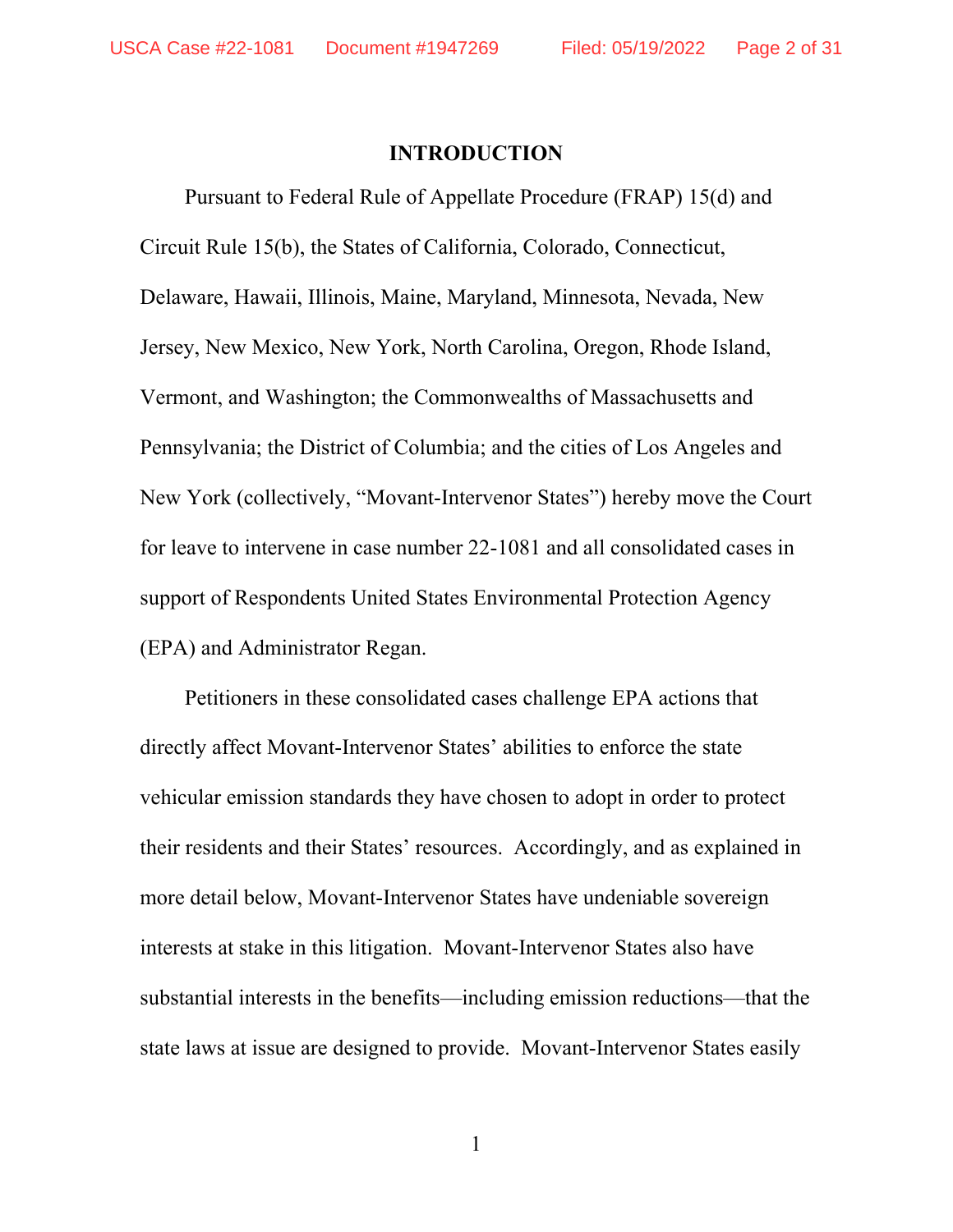## INTRODUCTION

Pursuant to Federal Rule of Appellate Procedure (FRAP) 15(d) and Circuit Rule 15(b), the States of California, Colorado, Connecticut, Delaware, Hawaii, Illinois, Maine, Maryland, Minnesota, Nevada, New Jersey, New Mexico, New York, North Carolina, Oregon, Rhode Island, Vermont, and Washington; the Commonwealths of Massachusetts and Pennsylvania; the District of Columbia; and the cities of Los Angeles and New York (collectively, "Movant-Intervenor States") hereby move the Court for leave to intervene in case number 22-1081 and all consolidated cases in support of Respondents United States Environmental Protection Agency (EPA) and Administrator Regan.

Petitioners in these consolidated cases challenge EPA actions that directly affect Movant-Intervenor States' abilities to enforce the state vehicular emission standards they have chosen to adopt in order to protect their residents and their States' resources. Accordingly, and as explained in more detail below, Movant-Intervenor States have undeniable sovereign interests at stake in this litigation. Movant-Intervenor States also have substantial interests in the benefits—including emission reductions—that the state laws at issue are designed to provide. Movant-Intervenor States easily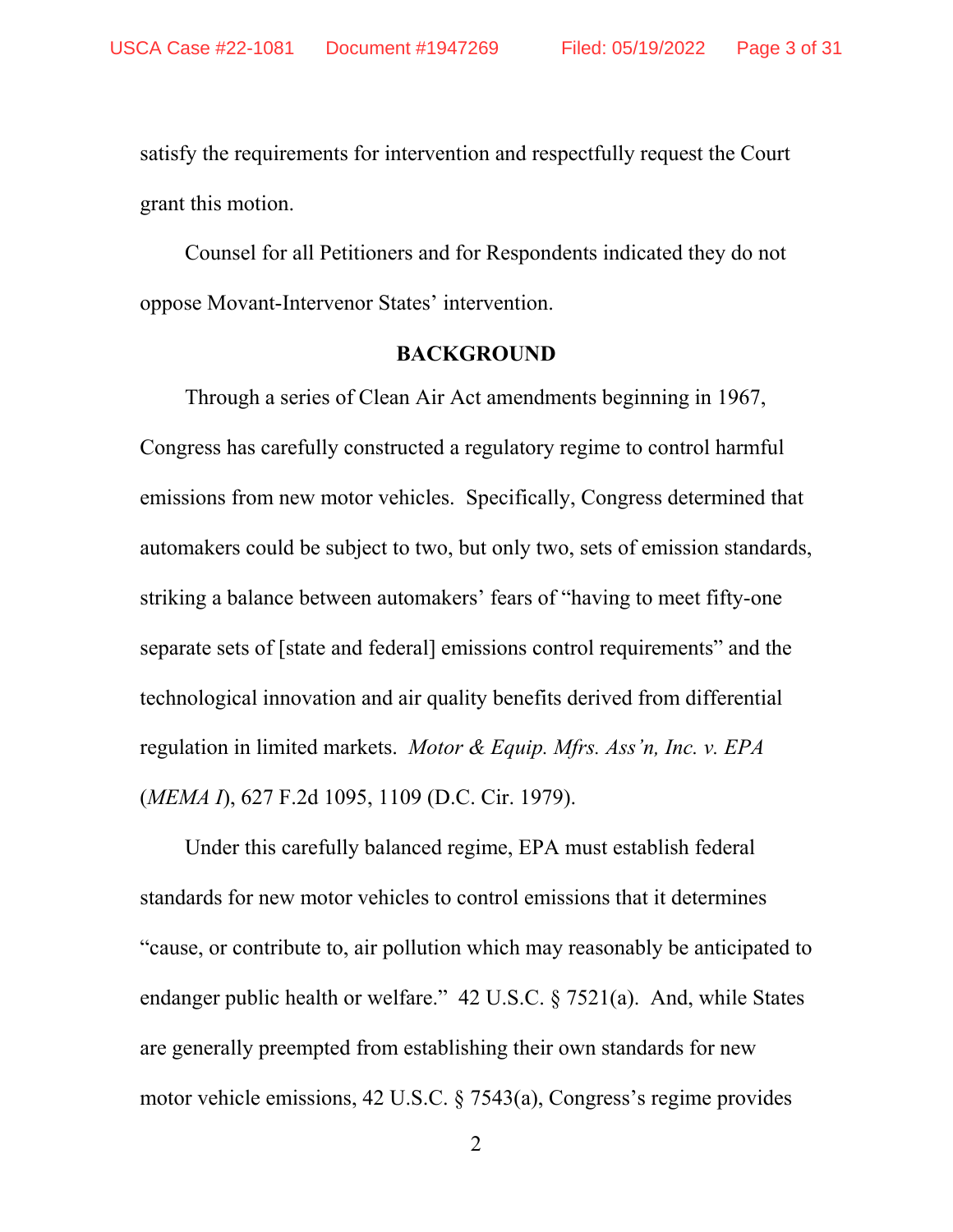satisfy the requirements for intervention and respectfully request the Court grant this motion.

Counsel for all Petitioners and for Respondents indicated they do not oppose Movant-Intervenor States' intervention.

## BACKGROUND

Through a series of Clean Air Act amendments beginning in 1967, Congress has carefully constructed a regulatory regime to control harmful emissions from new motor vehicles. Specifically, Congress determined that automakers could be subject to two, but only two, sets of emission standards, striking a balance between automakers' fears of "having to meet fifty-one separate sets of [state and federal] emissions control requirements" and the technological innovation and air quality benefits derived from differential regulation in limited markets. *Motor & Equip. Mfrs. Ass'n, Inc. v. EPA* (*MEMA I*), 627 F.2d 1095, 1109 (D.C. Cir. 1979).

Under this carefully balanced regime, EPA must establish federal standards for new motor vehicles to control emissions that it determines "cause, or contribute to, air pollution which may reasonably be anticipated to endanger public health or welfare." 42 U.S.C. § 7521(a). And, while States are generally preempted from establishing their own standards for new motor vehicle emissions, 42 U.S.C. § 7543(a), Congress's regime provides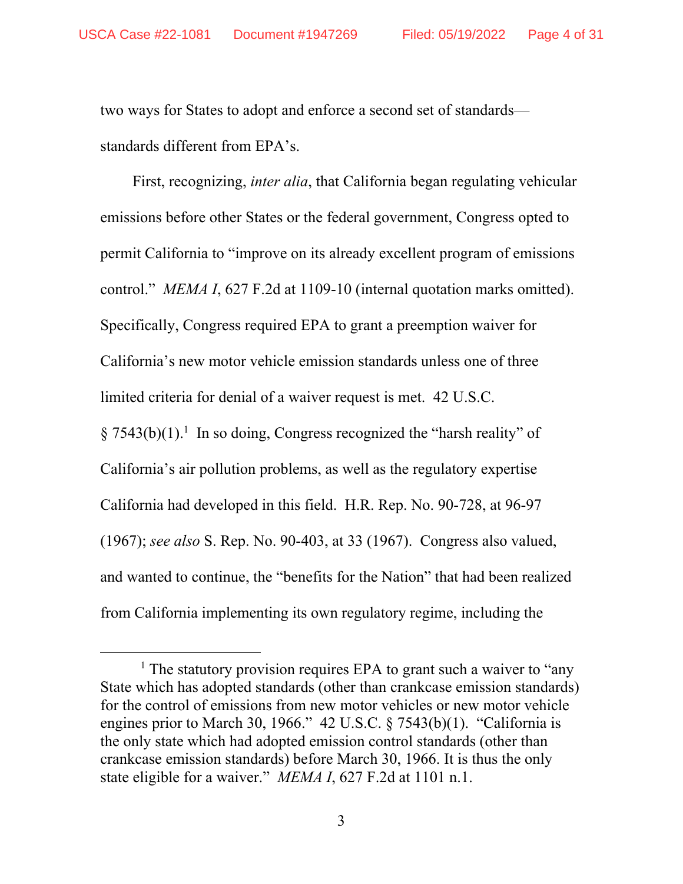two ways for States to adopt and enforce a second set of standards—standards different from EPA's.

First, recognizing, *inter alia*, that California began regulating vehicular emissions before other States or the federal government, Congress opted to permit California to "improve on its already excellent program of emissions control." *MEMA I*, 627 F.2d at 1109-10 (internal quotation marks omitted). Specifically, Congress required EPA to grant a preemption waiver for California's new motor vehicle emission standards unless one of three limited criteria for denial of a waiver request is met. 42 U.S.C. § 7543(b)(1).[1] In so doing, Congress recognized the "harsh reality" of California's air pollution problems, as well as the regulatory expertise California had developed in this field. H.R. Rep. No. 90-728, at 96-97 (1967); *see also* S. Rep. No. 90-403, at 33 (1967). Congress also valued, and wanted to continue, the "benefits for the Nation" that had been realized from California implementing its own regulatory regime, including the

---

[1] The statutory provision requires EPA to grant such a waiver to "any State which has adopted standards (other than crankcase emission standards) for the control of emissions from new motor vehicles or new motor vehicle engines prior to March 30, 1966." 42 U.S.C. § 7543(b)(1). "California is the only state which had adopted emission control standards (other than crankcase emission standards) before March 30, 1966. It is thus the only state eligible for a waiver." *MEMA I*, 627 F.2d at 1101 n.1.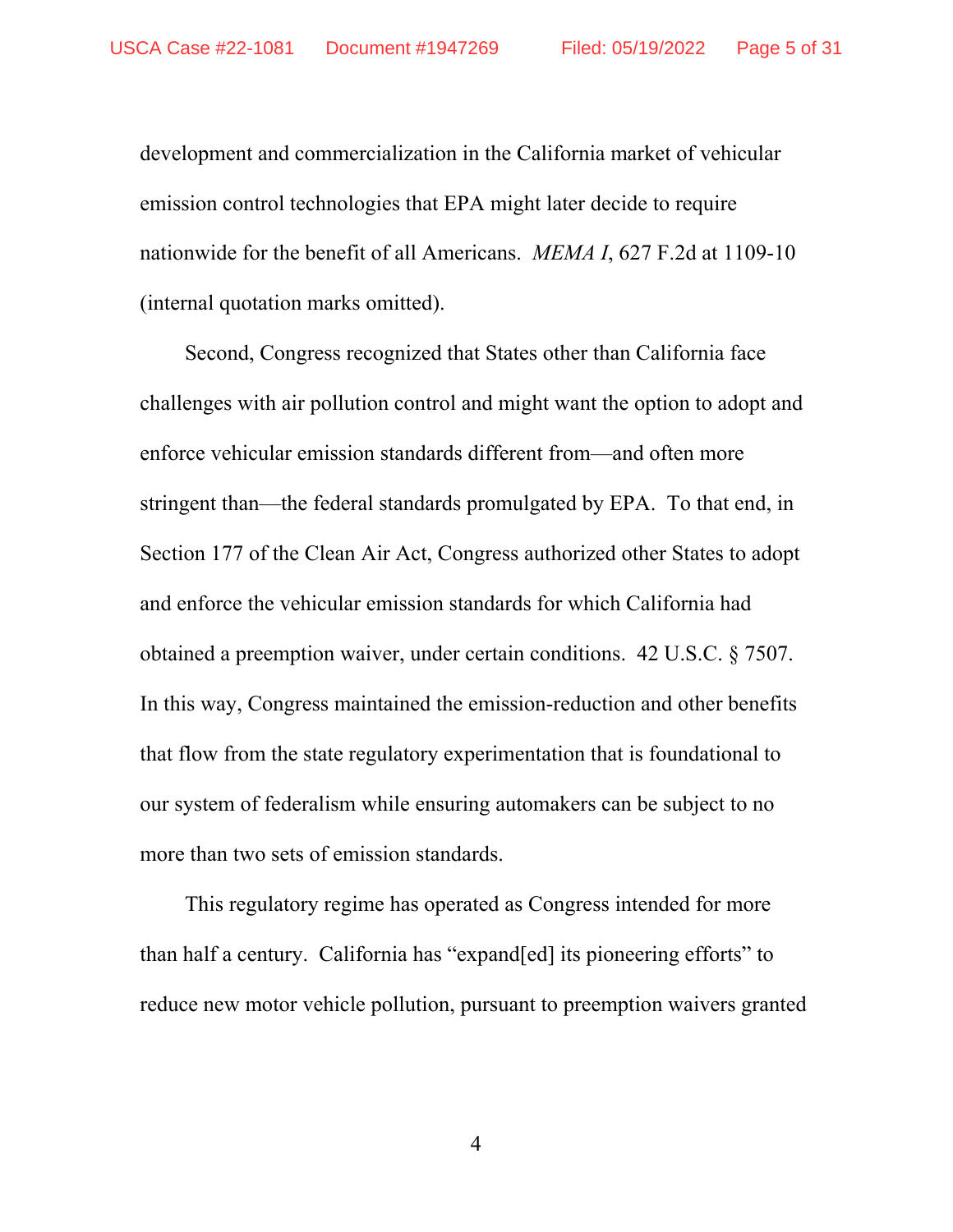development and commercialization in the California market of vehicular emission control technologies that EPA might later decide to require nationwide for the benefit of all Americans. *MEMA I*, 627 F.2d at 1109-10 (internal quotation marks omitted).

Second, Congress recognized that States other than California face challenges with air pollution control and might want the option to adopt and enforce vehicular emission standards different from—and often more stringent than—the federal standards promulgated by EPA. To that end, in Section 177 of the Clean Air Act, Congress authorized other States to adopt and enforce the vehicular emission standards for which California had obtained a preemption waiver, under certain conditions. 42 U.S.C. § 7507. In this way, Congress maintained the emission-reduction and other benefits that flow from the state regulatory experimentation that is foundational to our system of federalism while ensuring automakers can be subject to no more than two sets of emission standards.

This regulatory regime has operated as Congress intended for more than half a century. California has "expand[ed] its pioneering efforts" to reduce new motor vehicle pollution, pursuant to preemption waivers granted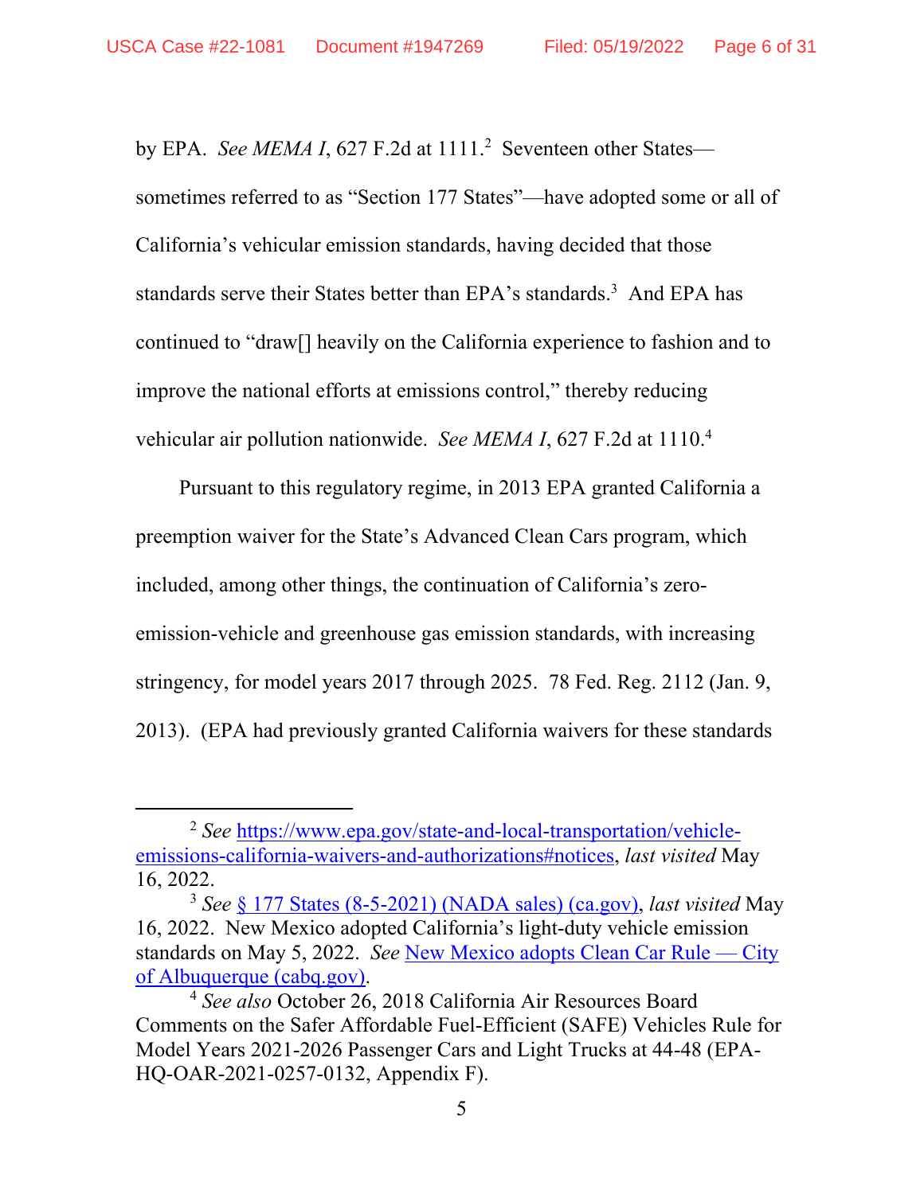by EPA. *See MEMA I*, 627 F.2d at 1111.[2] Seventeen other States—sometimes referred to as "Section 177 States"—have adopted some or all of California's vehicular emission standards, having decided that those standards serve their States better than EPA's standards.[3] And EPA has continued to "draw[] heavily on the California experience to fashion and to improve the national efforts at emissions control," thereby reducing vehicular air pollution nationwide. *See MEMA I*, 627 F.2d at 1110.[4]

Pursuant to this regulatory regime, in 2013 EPA granted California a preemption waiver for the State's Advanced Clean Cars program, which included, among other things, the continuation of California's zero-emission-vehicle and greenhouse gas emission standards, with increasing stringency, for model years 2017 through 2025. 78 Fed. Reg. 2112 (Jan. 9, 2013). (EPA had previously granted California waivers for these standards

---

[2] *See* https://www.epa.gov/state-and-local-transportation/vehicle-emissions-california-waivers-and-authorizations#notices, *last visited* May 16, 2022.

[3] *See* § 177 States (8-5-2021) (NADA sales) (ca.gov), *last visited* May 16, 2022. New Mexico adopted California's light-duty vehicle emission standards on May 5, 2022. *See* New Mexico adopts Clean Car Rule — City of Albuquerque (cabq.gov).

[4] *See also* October 26, 2018 California Air Resources Board Comments on the Safer Affordable Fuel-Efficient (SAFE) Vehicles Rule for Model Years 2021-2026 Passenger Cars and Light Trucks at 44-48 (EPA-HQ-OAR-2021-0257-0132, Appendix F).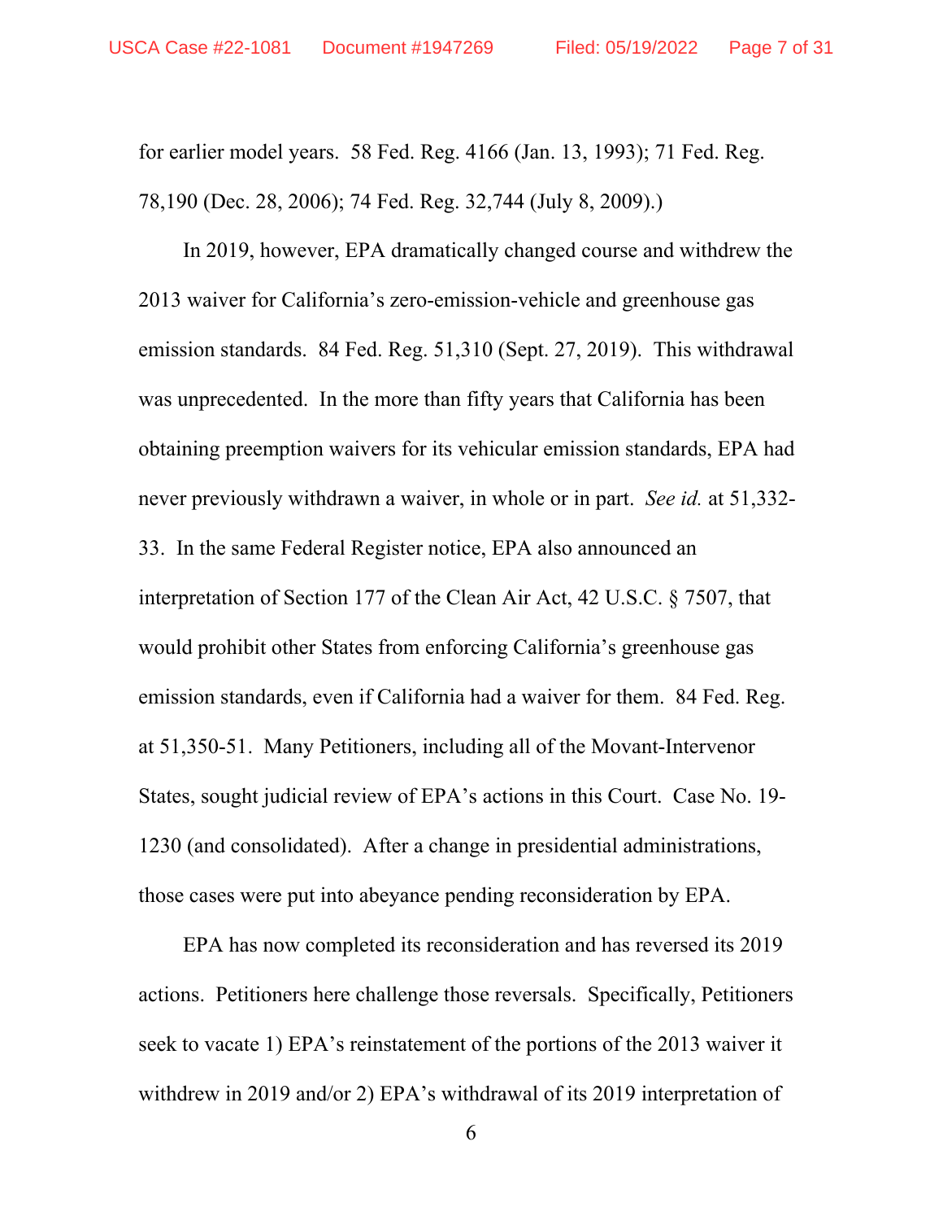for earlier model years. 58 Fed. Reg. 4166 (Jan. 13, 1993); 71 Fed. Reg. 78,190 (Dec. 28, 2006); 74 Fed. Reg. 32,744 (July 8, 2009).)

In 2019, however, EPA dramatically changed course and withdrew the 2013 waiver for California's zero-emission-vehicle and greenhouse gas emission standards. 84 Fed. Reg. 51,310 (Sept. 27, 2019). This withdrawal was unprecedented. In the more than fifty years that California has been obtaining preemption waivers for its vehicular emission standards, EPA had never previously withdrawn a waiver, in whole or in part. *See id.* at 51,332-33. In the same Federal Register notice, EPA also announced an interpretation of Section 177 of the Clean Air Act, 42 U.S.C. § 7507, that would prohibit other States from enforcing California's greenhouse gas emission standards, even if California had a waiver for them. 84 Fed. Reg. at 51,350-51. Many Petitioners, including all of the Movant-Intervenor States, sought judicial review of EPA's actions in this Court. Case No. 19-1230 (and consolidated). After a change in presidential administrations, those cases were put into abeyance pending reconsideration by EPA.

EPA has now completed its reconsideration and has reversed its 2019 actions. Petitioners here challenge those reversals. Specifically, Petitioners seek to vacate 1) EPA's reinstatement of the portions of the 2013 waiver it withdrew in 2019 and/or 2) EPA's withdrawal of its 2019 interpretation of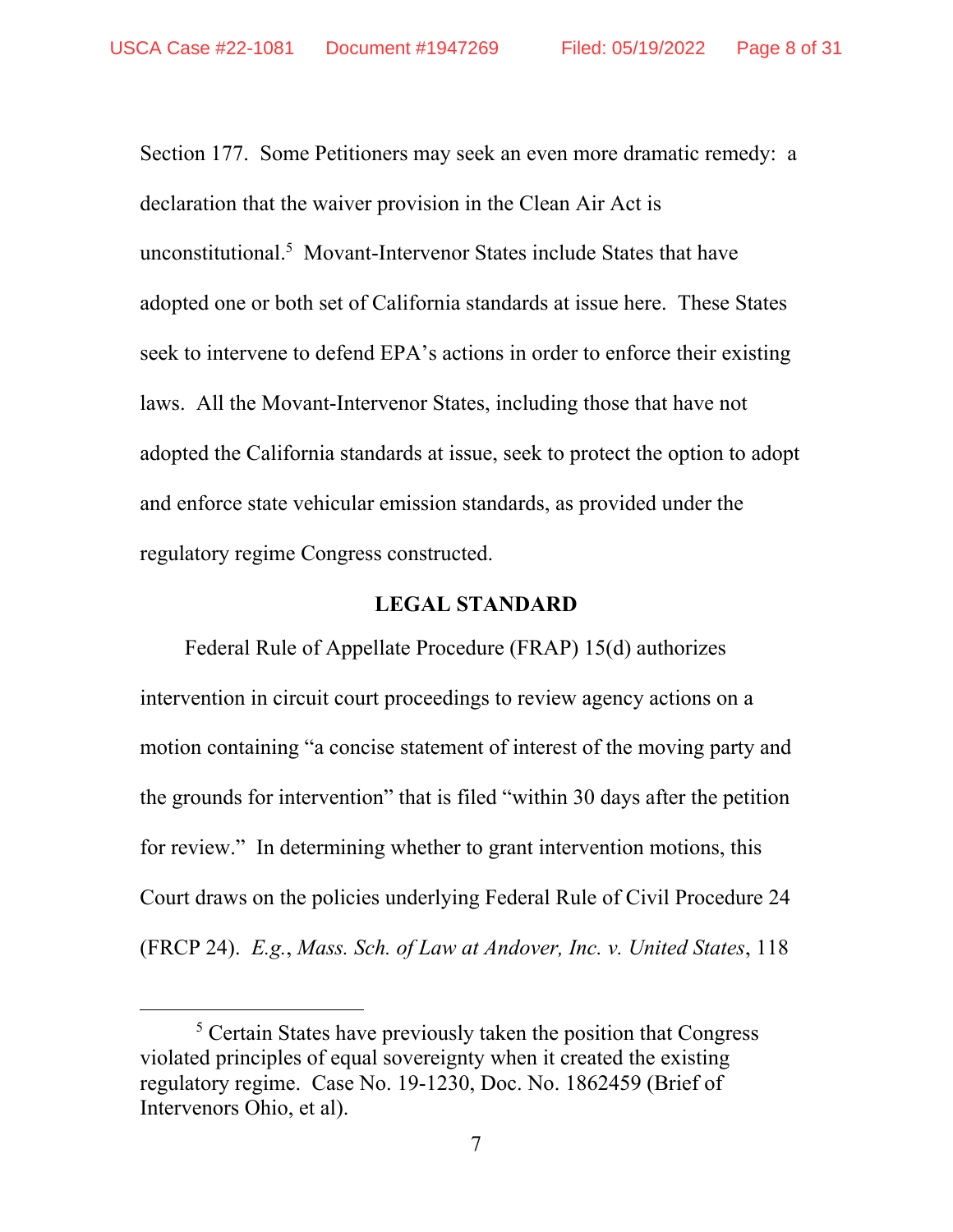Section 177. Some Petitioners may seek an even more dramatic remedy: a declaration that the waiver provision in the Clean Air Act is unconstitutional.[5] Movant-Intervenor States include States that have adopted one or both set of California standards at issue here. These States seek to intervene to defend EPA's actions in order to enforce their existing laws. All the Movant-Intervenor States, including those that have not adopted the California standards at issue, seek to protect the option to adopt and enforce state vehicular emission standards, as provided under the regulatory regime Congress constructed.

**LEGAL STANDARD**

Federal Rule of Appellate Procedure (FRAP) 15(d) authorizes intervention in circuit court proceedings to review agency actions on a motion containing "a concise statement of interest of the moving party and the grounds for intervention" that is filed "within 30 days after the petition for review." In determining whether to grant intervention motions, this Court draws on the policies underlying Federal Rule of Civil Procedure 24 (FRCP 24). *E.g.*, *Mass. Sch. of Law at Andover, Inc. v. United States*, 118

[5] Certain States have previously taken the position that Congress violated principles of equal sovereignty when it created the existing regulatory regime. Case No. 19-1230, Doc. No. 1862459 (Brief of Intervenors Ohio, et al).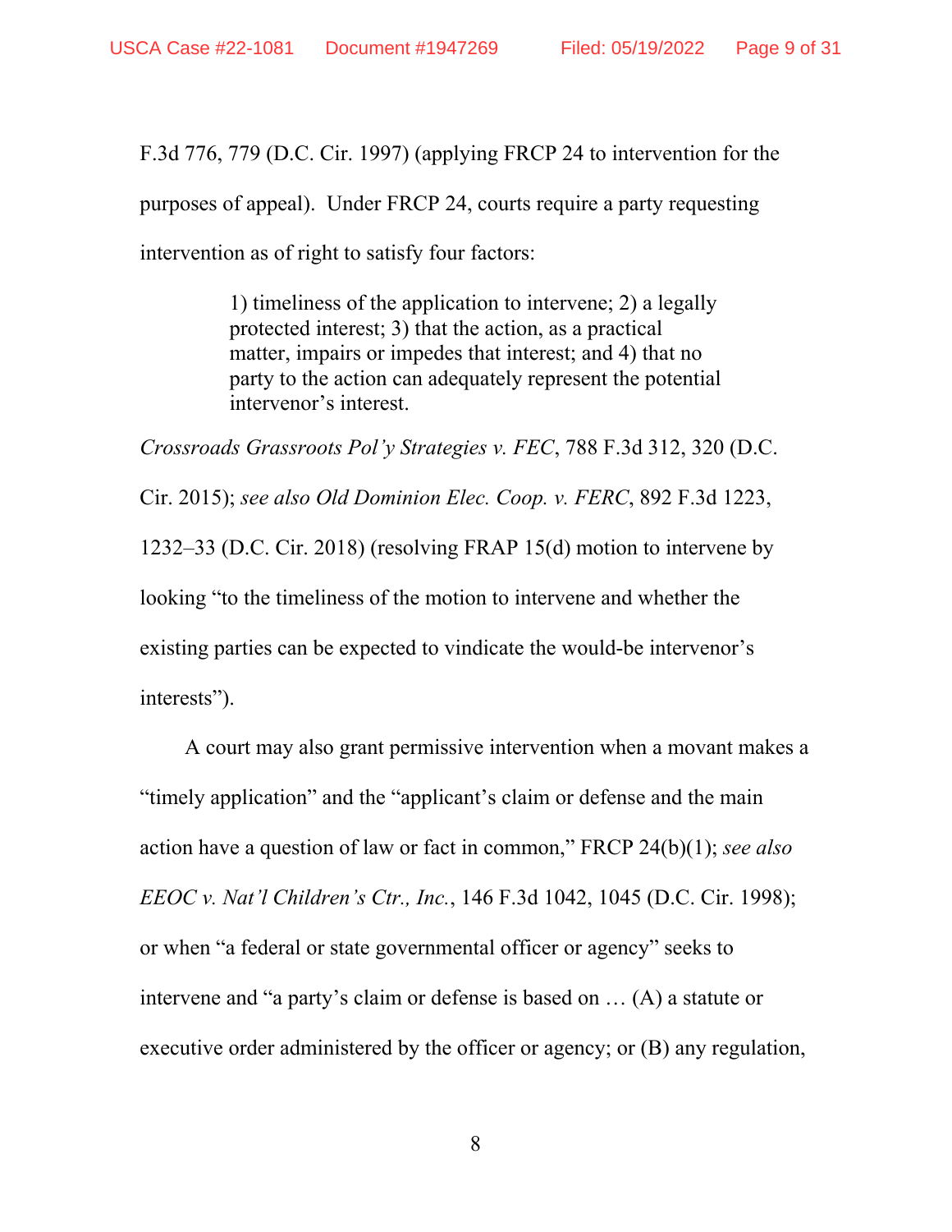F.3d 776, 779 (D.C. Cir. 1997) (applying FRCP 24 to intervention for the purposes of appeal). Under FRCP 24, courts require a party requesting intervention as of right to satisfy four factors:

> 1) timeliness of the application to intervene; 2) a legally protected interest; 3) that the action, as a practical matter, impairs or impedes that interest; and 4) that no party to the action can adequately represent the potential intervenor's interest.

*Crossroads Grassroots Pol'y Strategies v. FEC*, 788 F.3d 312, 320 (D.C. Cir. 2015); *see also Old Dominion Elec. Coop. v. FERC*, 892 F.3d 1223, 1232–33 (D.C. Cir. 2018) (resolving FRAP 15(d) motion to intervene by looking "to the timeliness of the motion to intervene and whether the existing parties can be expected to vindicate the would-be intervenor's interests").

A court may also grant permissive intervention when a movant makes a "timely application" and the "applicant's claim or defense and the main action have a question of law or fact in common," FRCP 24(b)(1); *see also EEOC v. Nat'l Children's Ctr., Inc.*, 146 F.3d 1042, 1045 (D.C. Cir. 1998); or when "a federal or state governmental officer or agency" seeks to intervene and "a party's claim or defense is based on … (A) a statute or executive order administered by the officer or agency; or (B) any regulation,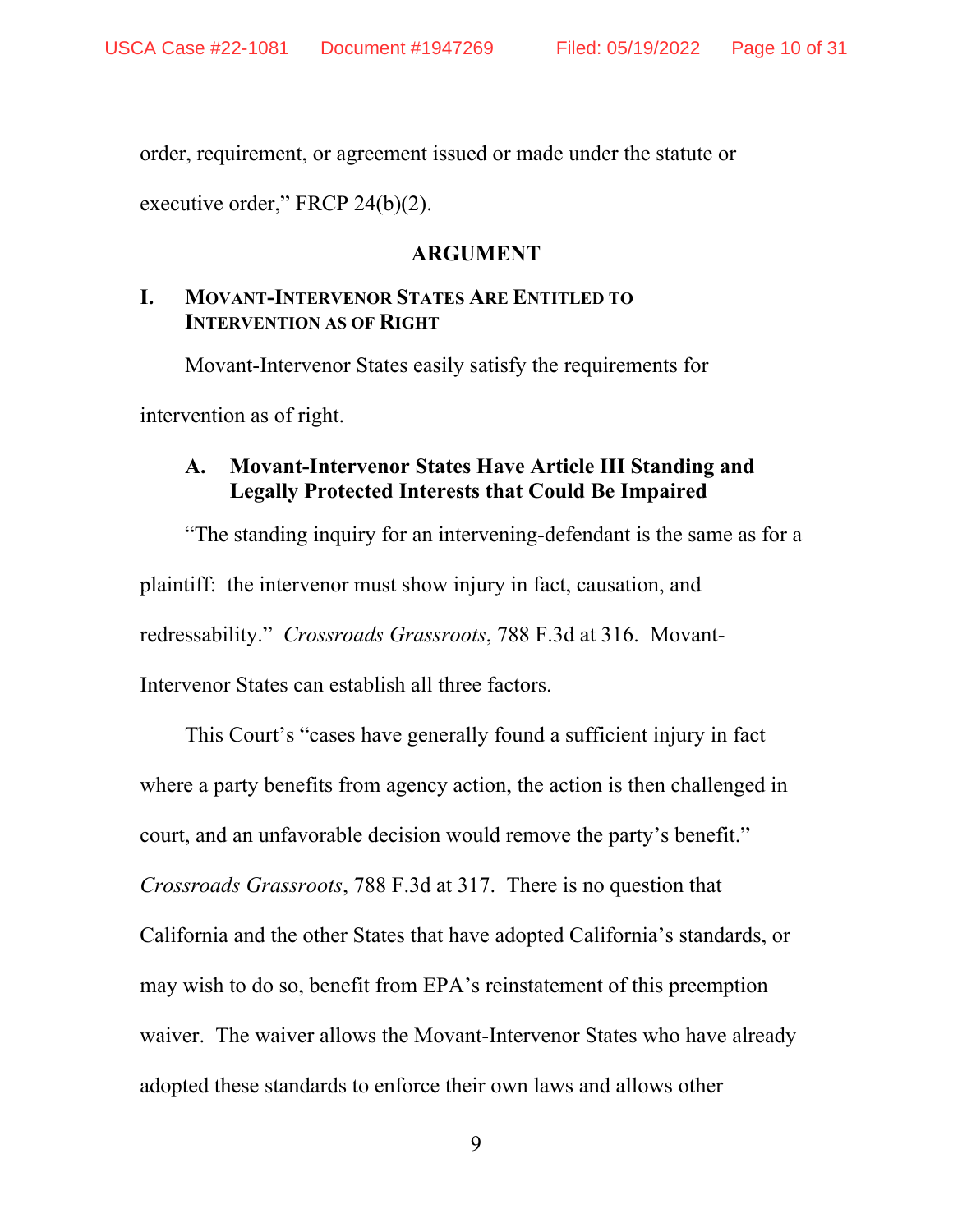order, requirement, or agreement issued or made under the statute or executive order," FRCP 24(b)(2).

## ARGUMENT

### I. MOVANT-INTERVENOR STATES ARE ENTITLED TO INTERVENTION AS OF RIGHT

Movant-Intervenor States easily satisfy the requirements for intervention as of right.

#### A. Movant-Intervenor States Have Article III Standing and Legally Protected Interests that Could Be Impaired

"The standing inquiry for an intervening-defendant is the same as for a plaintiff: the intervenor must show injury in fact, causation, and redressability." *Crossroads Grassroots*, 788 F.3d at 316. Movant-Intervenor States can establish all three factors.

This Court's "cases have generally found a sufficient injury in fact where a party benefits from agency action, the action is then challenged in court, and an unfavorable decision would remove the party's benefit." *Crossroads Grassroots*, 788 F.3d at 317. There is no question that California and the other States that have adopted California's standards, or may wish to do so, benefit from EPA's reinstatement of this preemption waiver. The waiver allows the Movant-Intervenor States who have already adopted these standards to enforce their own laws and allows other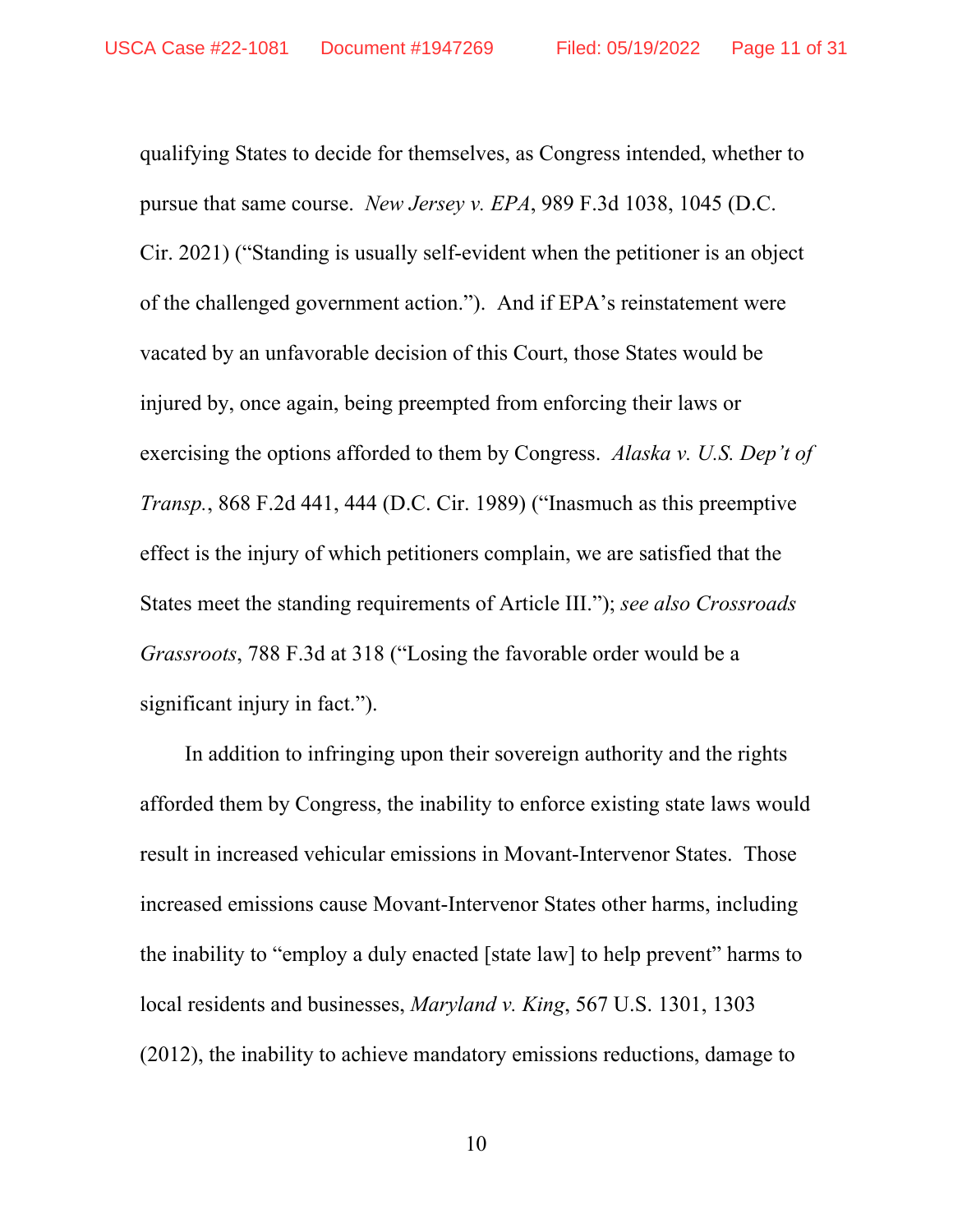qualifying States to decide for themselves, as Congress intended, whether to pursue that same course. *New Jersey v. EPA*, 989 F.3d 1038, 1045 (D.C. Cir. 2021) ("Standing is usually self-evident when the petitioner is an object of the challenged government action."). And if EPA's reinstatement were vacated by an unfavorable decision of this Court, those States would be injured by, once again, being preempted from enforcing their laws or exercising the options afforded to them by Congress. *Alaska v. U.S. Dep't of Transp.*, 868 F.2d 441, 444 (D.C. Cir. 1989) ("Inasmuch as this preemptive effect is the injury of which petitioners complain, we are satisfied that the States meet the standing requirements of Article III."); *see also Crossroads Grassroots*, 788 F.3d at 318 ("Losing the favorable order would be a significant injury in fact.").

In addition to infringing upon their sovereign authority and the rights afforded them by Congress, the inability to enforce existing state laws would result in increased vehicular emissions in Movant-Intervenor States. Those increased emissions cause Movant-Intervenor States other harms, including the inability to "employ a duly enacted [state law] to help prevent" harms to local residents and businesses, *Maryland v. King*, 567 U.S. 1301, 1303 (2012), the inability to achieve mandatory emissions reductions, damage to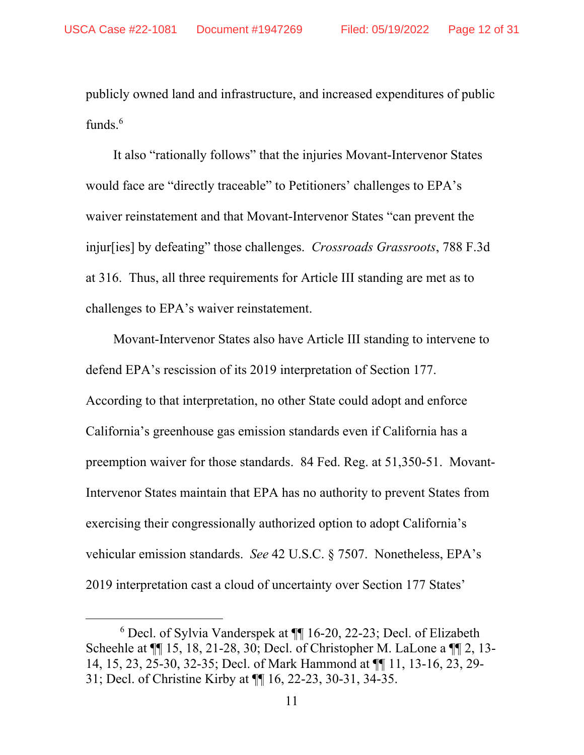publicly owned land and infrastructure, and increased expenditures of public funds.[6]

It also "rationally follows" that the injuries Movant-Intervenor States would face are "directly traceable" to Petitioners' challenges to EPA's waiver reinstatement and that Movant-Intervenor States "can prevent the injur[ies] by defeating" those challenges. *Crossroads Grassroots*, 788 F.3d at 316. Thus, all three requirements for Article III standing are met as to challenges to EPA's waiver reinstatement.

Movant-Intervenor States also have Article III standing to intervene to defend EPA's rescission of its 2019 interpretation of Section 177. According to that interpretation, no other State could adopt and enforce California's greenhouse gas emission standards even if California has a preemption waiver for those standards. 84 Fed. Reg. at 51,350-51. Movant-Intervenor States maintain that EPA has no authority to prevent States from exercising their congressionally authorized option to adopt California's vehicular emission standards. *See* 42 U.S.C. § 7507. Nonetheless, EPA's 2019 interpretation cast a cloud of uncertainty over Section 177 States'

---

[6] Decl. of Sylvia Vanderspek at ¶¶ 16-20, 22-23; Decl. of Elizabeth Scheehle at ¶¶ 15, 18, 21-28, 30; Decl. of Christopher M. LaLone a ¶¶ 2, 13-14, 15, 23, 25-30, 32-35; Decl. of Mark Hammond at ¶¶ 11, 13-16, 23, 29-31; Decl. of Christine Kirby at ¶¶ 16, 22-23, 30-31, 34-35.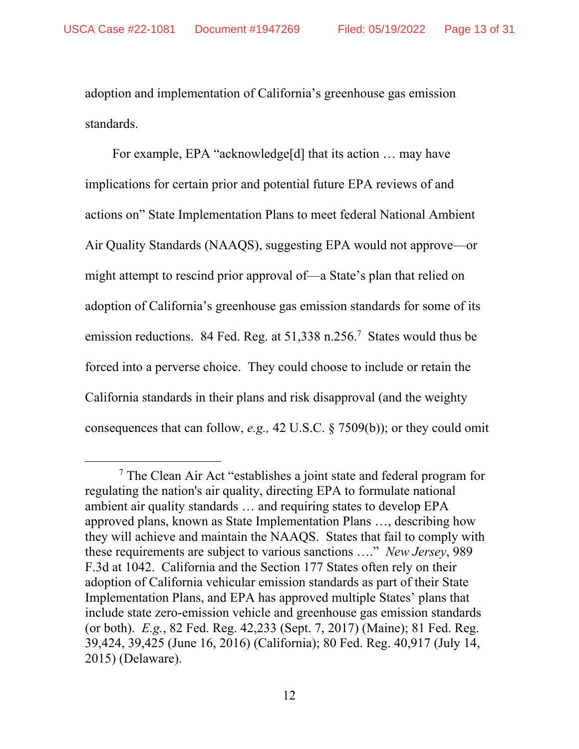adoption and implementation of California's greenhouse gas emission standards.

For example, EPA "acknowledge[d] that its action … may have implications for certain prior and potential future EPA reviews of and actions on" State Implementation Plans to meet federal National Ambient Air Quality Standards (NAAQS), suggesting EPA would not approve—or might attempt to rescind prior approval of—a State's plan that relied on adoption of California's greenhouse gas emission standards for some of its emission reductions. 84 Fed. Reg. at 51,338 n.256.[7] States would thus be forced into a perverse choice. They could choose to include or retain the California standards in their plans and risk disapproval (and the weighty consequences that can follow, *e.g.,* 42 U.S.C. § 7509(b)); or they could omit

---

[7] The Clean Air Act "establishes a joint state and federal program for regulating the nation's air quality, directing EPA to formulate national ambient air quality standards … and requiring states to develop EPA approved plans, known as State Implementation Plans …, describing how they will achieve and maintain the NAAQS. States that fail to comply with these requirements are subject to various sanctions …." *New Jersey*, 989 F.3d at 1042. California and the Section 177 States often rely on their adoption of California vehicular emission standards as part of their State Implementation Plans, and EPA has approved multiple States' plans that include state zero-emission vehicle and greenhouse gas emission standards (or both). *E.g.*, 82 Fed. Reg. 42,233 (Sept. 7, 2017) (Maine); 81 Fed. Reg. 39,424, 39,425 (June 16, 2016) (California); 80 Fed. Reg. 40,917 (July 14, 2015) (Delaware).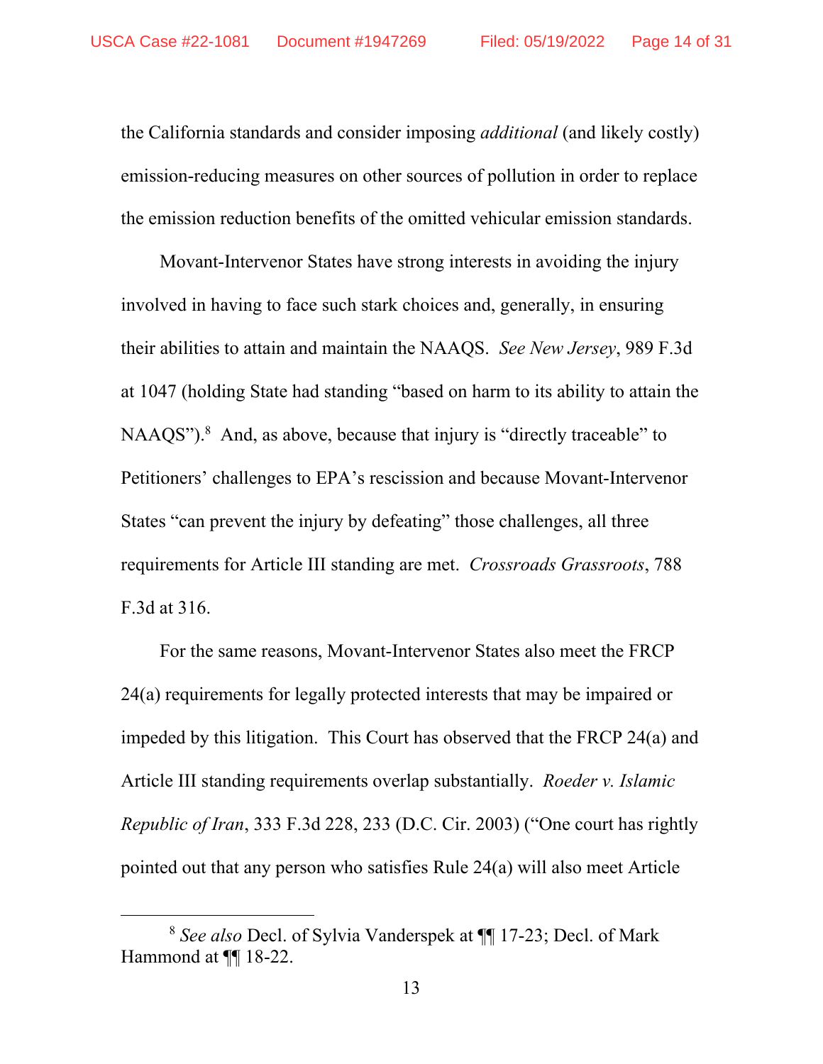the California standards and consider imposing *additional* (and likely costly) emission-reducing measures on other sources of pollution in order to replace the emission reduction benefits of the omitted vehicular emission standards.

Movant-Intervenor States have strong interests in avoiding the injury involved in having to face such stark choices and, generally, in ensuring their abilities to attain and maintain the NAAQS. *See New Jersey*, 989 F.3d at 1047 (holding State had standing "based on harm to its ability to attain the NAAQS").[8] And, as above, because that injury is "directly traceable" to Petitioners' challenges to EPA's rescission and because Movant-Intervenor States "can prevent the injury by defeating" those challenges, all three requirements for Article III standing are met. *Crossroads Grassroots*, 788 F.3d at 316.

For the same reasons, Movant-Intervenor States also meet the FRCP 24(a) requirements for legally protected interests that may be impaired or impeded by this litigation. This Court has observed that the FRCP 24(a) and Article III standing requirements overlap substantially. *Roeder v. Islamic Republic of Iran*, 333 F.3d 228, 233 (D.C. Cir. 2003) ("One court has rightly pointed out that any person who satisfies Rule 24(a) will also meet Article

---

[8] *See also* Decl. of Sylvia Vanderspek at ¶¶ 17-23; Decl. of Mark Hammond at ¶¶ 18-22.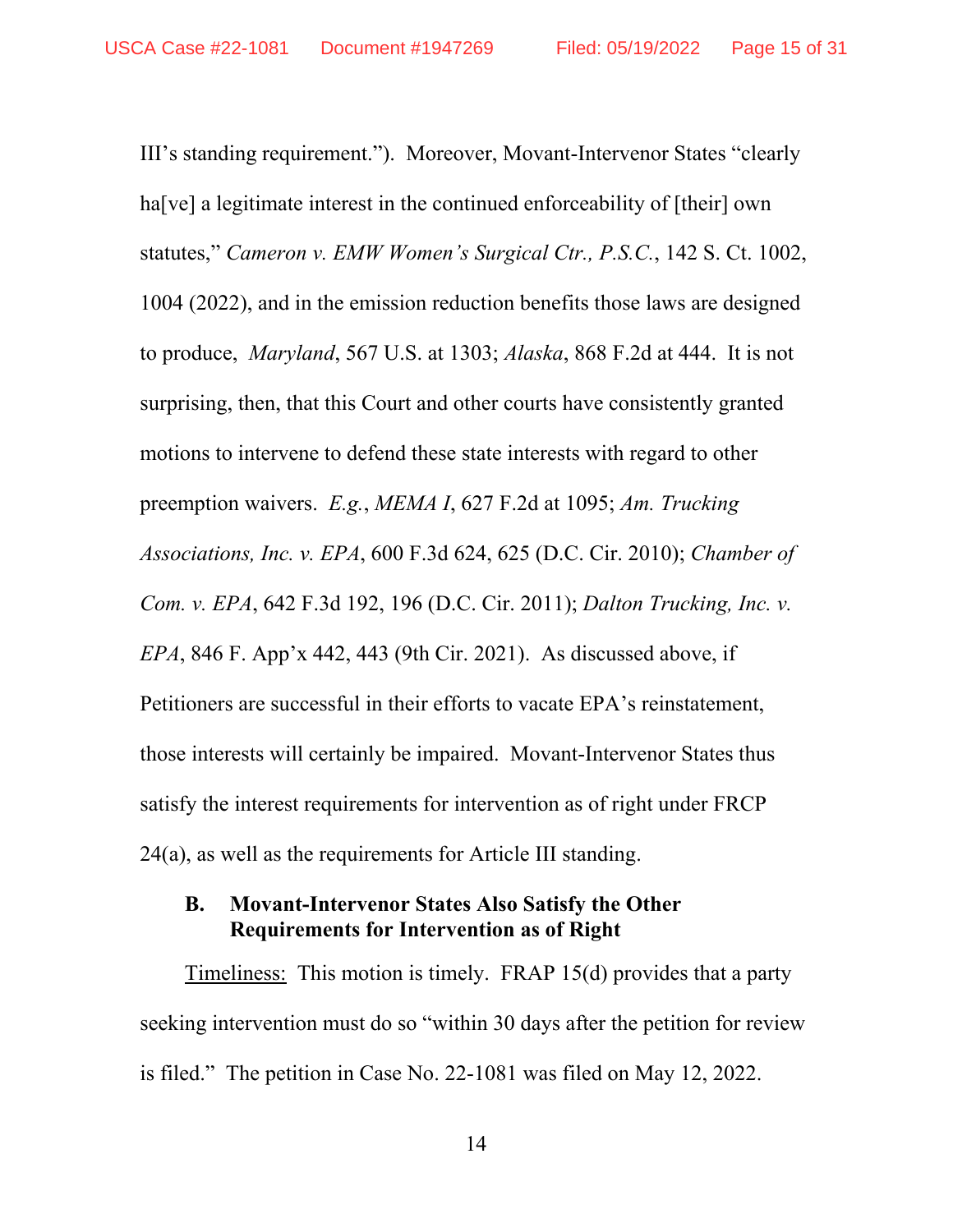III's standing requirement."). Moreover, Movant-Intervenor States "clearly ha[ve] a legitimate interest in the continued enforceability of [their] own statutes," *Cameron v. EMW Women's Surgical Ctr., P.S.C.*, 142 S. Ct. 1002, 1004 (2022), and in the emission reduction benefits those laws are designed to produce, *Maryland*, 567 U.S. at 1303; *Alaska*, 868 F.2d at 444. It is not surprising, then, that this Court and other courts have consistently granted motions to intervene to defend these state interests with regard to other preemption waivers. *E.g.*, *MEMA I*, 627 F.2d at 1095; *Am. Trucking Associations, Inc. v. EPA*, 600 F.3d 624, 625 (D.C. Cir. 2010); *Chamber of Com. v. EPA*, 642 F.3d 192, 196 (D.C. Cir. 2011); *Dalton Trucking, Inc. v. EPA*, 846 F. App'x 442, 443 (9th Cir. 2021). As discussed above, if Petitioners are successful in their efforts to vacate EPA's reinstatement, those interests will certainly be impaired. Movant-Intervenor States thus satisfy the interest requirements for intervention as of right under FRCP 24(a), as well as the requirements for Article III standing.

### B. Movant-Intervenor States Also Satisfy the Other Requirements for Intervention as of Right

<u>Timeliness:</u> This motion is timely. FRAP 15(d) provides that a party seeking intervention must do so "within 30 days after the petition for review is filed." The petition in Case No. 22-1081 was filed on May 12, 2022.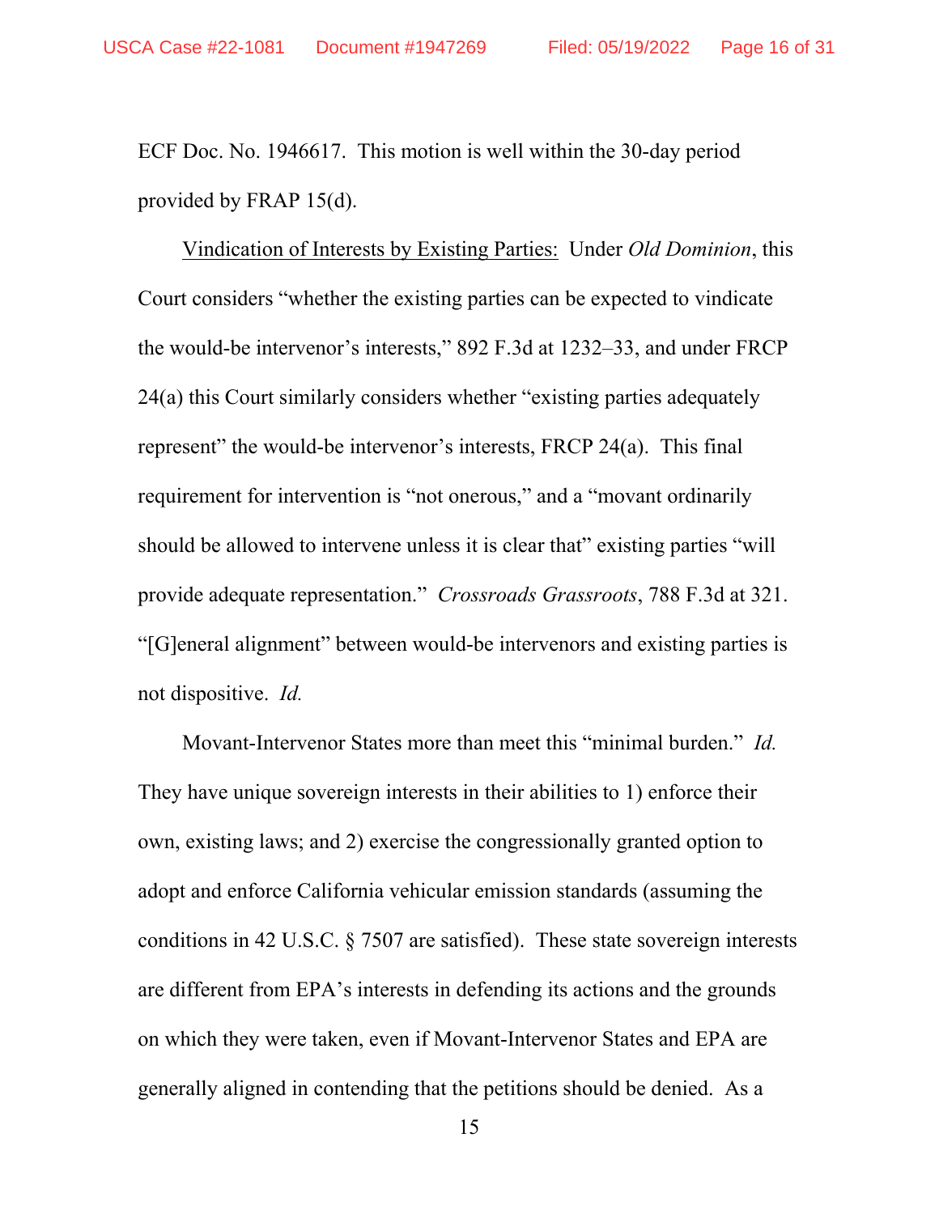ECF Doc. No. 1946617. This motion is well within the 30-day period provided by FRAP 15(d).

<u>Vindication of Interests by Existing Parties:</u> Under *Old Dominion*, this Court considers "whether the existing parties can be expected to vindicate the would-be intervenor's interests," 892 F.3d at 1232–33, and under FRCP 24(a) this Court similarly considers whether "existing parties adequately represent" the would-be intervenor's interests, FRCP 24(a). This final requirement for intervention is "not onerous," and a "movant ordinarily should be allowed to intervene unless it is clear that" existing parties "will provide adequate representation." *Crossroads Grassroots*, 788 F.3d at 321. "[G]eneral alignment" between would-be intervenors and existing parties is not dispositive. *Id.*

Movant-Intervenor States more than meet this "minimal burden." *Id.* They have unique sovereign interests in their abilities to 1) enforce their own, existing laws; and 2) exercise the congressionally granted option to adopt and enforce California vehicular emission standards (assuming the conditions in 42 U.S.C. § 7507 are satisfied). These state sovereign interests are different from EPA's interests in defending its actions and the grounds on which they were taken, even if Movant-Intervenor States and EPA are generally aligned in contending that the petitions should be denied. As a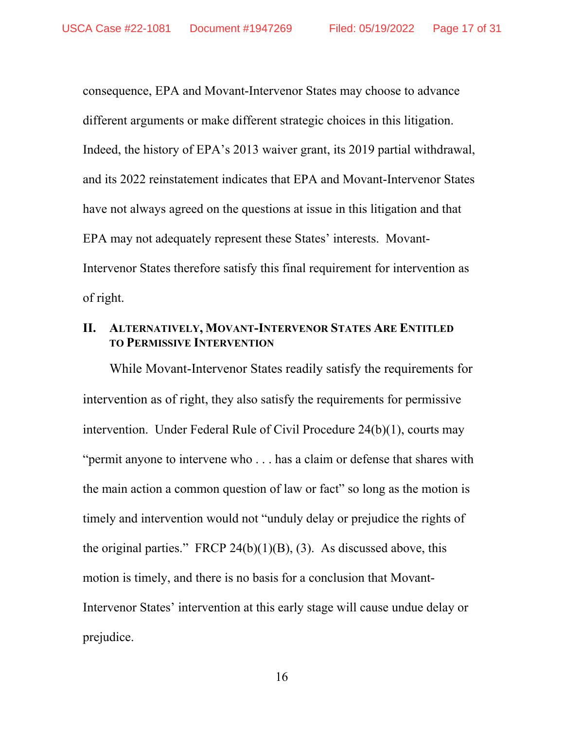consequence, EPA and Movant-Intervenor States may choose to advance different arguments or make different strategic choices in this litigation. Indeed, the history of EPA's 2013 waiver grant, its 2019 partial withdrawal, and its 2022 reinstatement indicates that EPA and Movant-Intervenor States have not always agreed on the questions at issue in this litigation and that EPA may not adequately represent these States' interests. Movant-Intervenor States therefore satisfy this final requirement for intervention as of right.

## II. Alternatively, Movant-Intervenor States Are Entitled to Permissive Intervention

While Movant-Intervenor States readily satisfy the requirements for intervention as of right, they also satisfy the requirements for permissive intervention. Under Federal Rule of Civil Procedure 24(b)(1), courts may "permit anyone to intervene who . . . has a claim or defense that shares with the main action a common question of law or fact" so long as the motion is timely and intervention would not "unduly delay or prejudice the rights of the original parties." FRCP 24(b)(1)(B), (3). As discussed above, this motion is timely, and there is no basis for a conclusion that Movant-Intervenor States' intervention at this early stage will cause undue delay or prejudice.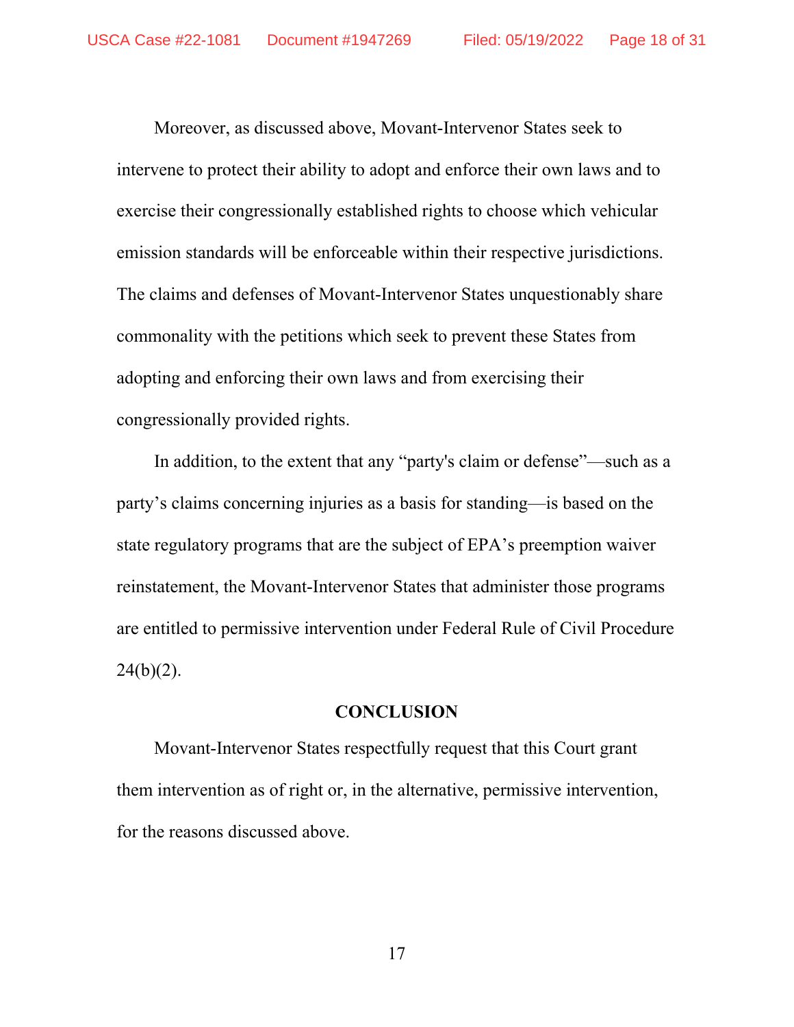Moreover, as discussed above, Movant-Intervenor States seek to intervene to protect their ability to adopt and enforce their own laws and to exercise their congressionally established rights to choose which vehicular emission standards will be enforceable within their respective jurisdictions. The claims and defenses of Movant-Intervenor States unquestionably share commonality with the petitions which seek to prevent these States from adopting and enforcing their own laws and from exercising their congressionally provided rights.

In addition, to the extent that any "party's claim or defense"—such as a party's claims concerning injuries as a basis for standing—is based on the state regulatory programs that are the subject of EPA's preemption waiver reinstatement, the Movant-Intervenor States that administer those programs are entitled to permissive intervention under Federal Rule of Civil Procedure 24(b)(2).

## CONCLUSION

Movant-Intervenor States respectfully request that this Court grant them intervention as of right or, in the alternative, permissive intervention, for the reasons discussed above.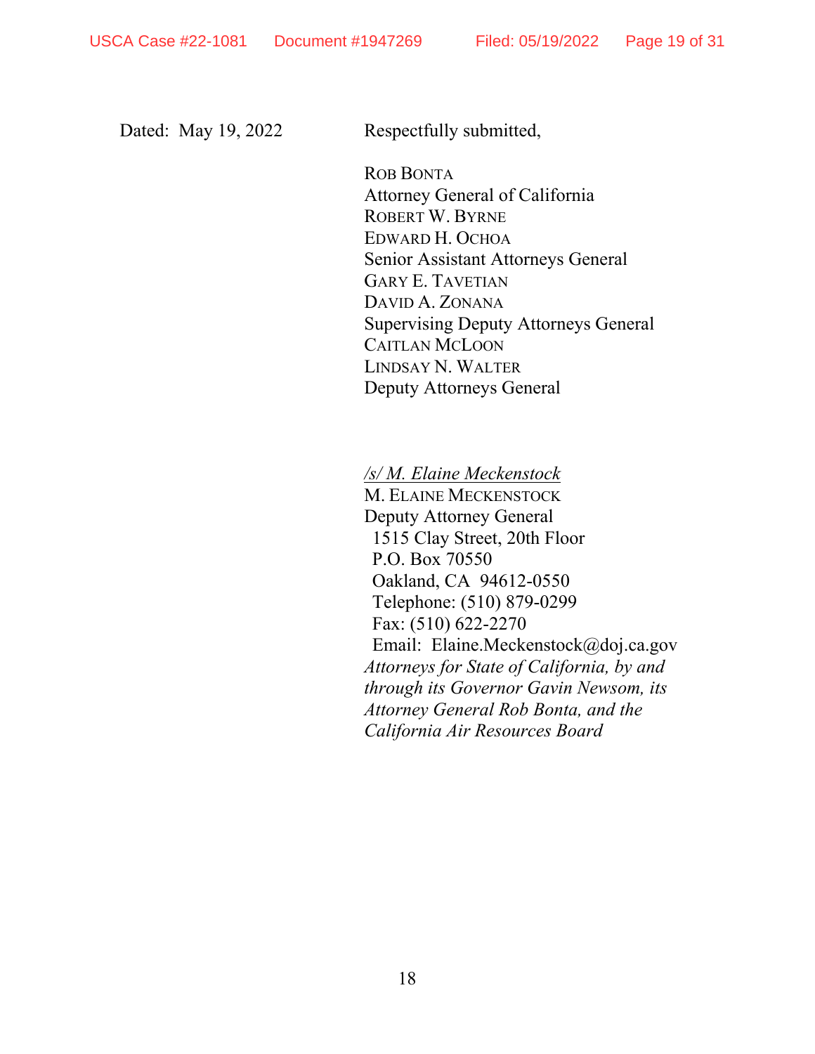Dated: May 19, 2022

Respectfully submitted,

ROB BONTA
Attorney General of California
ROBERT W. BYRNE
EDWARD H. OCHOA
Senior Assistant Attorneys General
GARY E. TAVETIAN
DAVID A. ZONANA
Supervising Deputy Attorneys General
CAITLAN MCLOON
LINDSAY N. WALTER
Deputy Attorneys General

*/s/ M. Elaine Meckenstock*
M. ELAINE MECKENSTOCK
Deputy Attorney General
1515 Clay Street, 20th Floor
P.O. Box 70550
Oakland, CA 94612-0550
Telephone: (510) 879-0299
Fax: (510) 622-2270
Email: Elaine.Meckenstock@doj.ca.gov
*Attorneys for State of California, by and through its Governor Gavin Newsom, its Attorney General Rob Bonta, and the California Air Resources Board*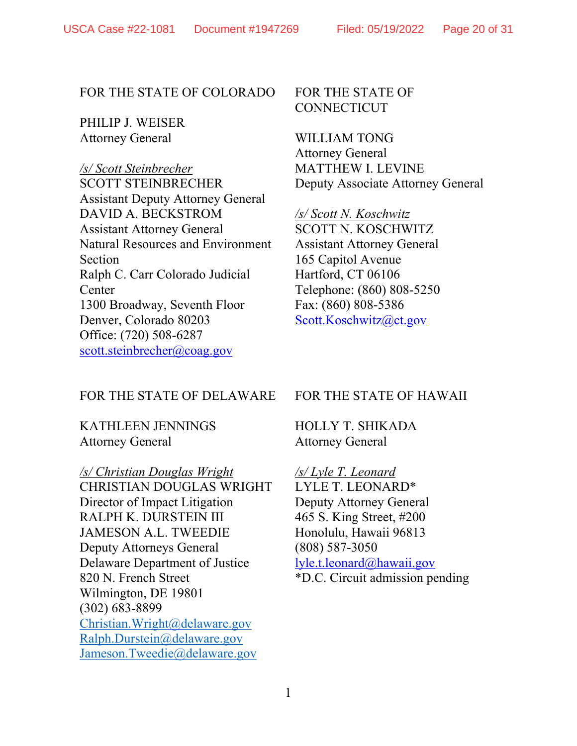FOR THE STATE OF COLORADO

PHILIP J. WEISER
Attorney General

*/s/ Scott Steinbrecher*
SCOTT STEINBRECHER
Assistant Deputy Attorney General
DAVID A. BECKSTROM
Assistant Attorney General
Natural Resources and Environment Section
Ralph C. Carr Colorado Judicial Center
1300 Broadway, Seventh Floor
Denver, Colorado 80203
Office: (720) 508-6287
scott.steinbrecher@coag.gov

FOR THE STATE OF CONNECTICUT

WILLIAM TONG
Attorney General
MATTHEW I. LEVINE
Deputy Associate Attorney General

*/s/ Scott N. Koschwitz*
SCOTT N. KOSCHWITZ
Assistant Attorney General
165 Capitol Avenue
Hartford, CT 06106
Telephone: (860) 808-5250
Fax: (860) 808-5386
Scott.Koschwitz@ct.gov

FOR THE STATE OF DELAWARE

KATHLEEN JENNINGS
Attorney General

*/s/ Christian Douglas Wright*
CHRISTIAN DOUGLAS WRIGHT
Director of Impact Litigation
RALPH K. DURSTEIN III
JAMESON A.L. TWEEDIE
Deputy Attorneys General
Delaware Department of Justice
820 N. French Street
Wilmington, DE 19801
(302) 683-8899
Christian.Wright@delaware.gov
Ralph.Durstein@delaware.gov
Jameson.Tweedie@delaware.gov

FOR THE STATE OF HAWAII

HOLLY T. SHIKADA
Attorney General

*/s/ Lyle T. Leonard*
LYLE T. LEONARD*
Deputy Attorney General
465 S. King Street, #200
Honolulu, Hawaii 96813
(808) 587-3050
lyle.t.leonard@hawaii.gov
*D.C. Circuit admission pending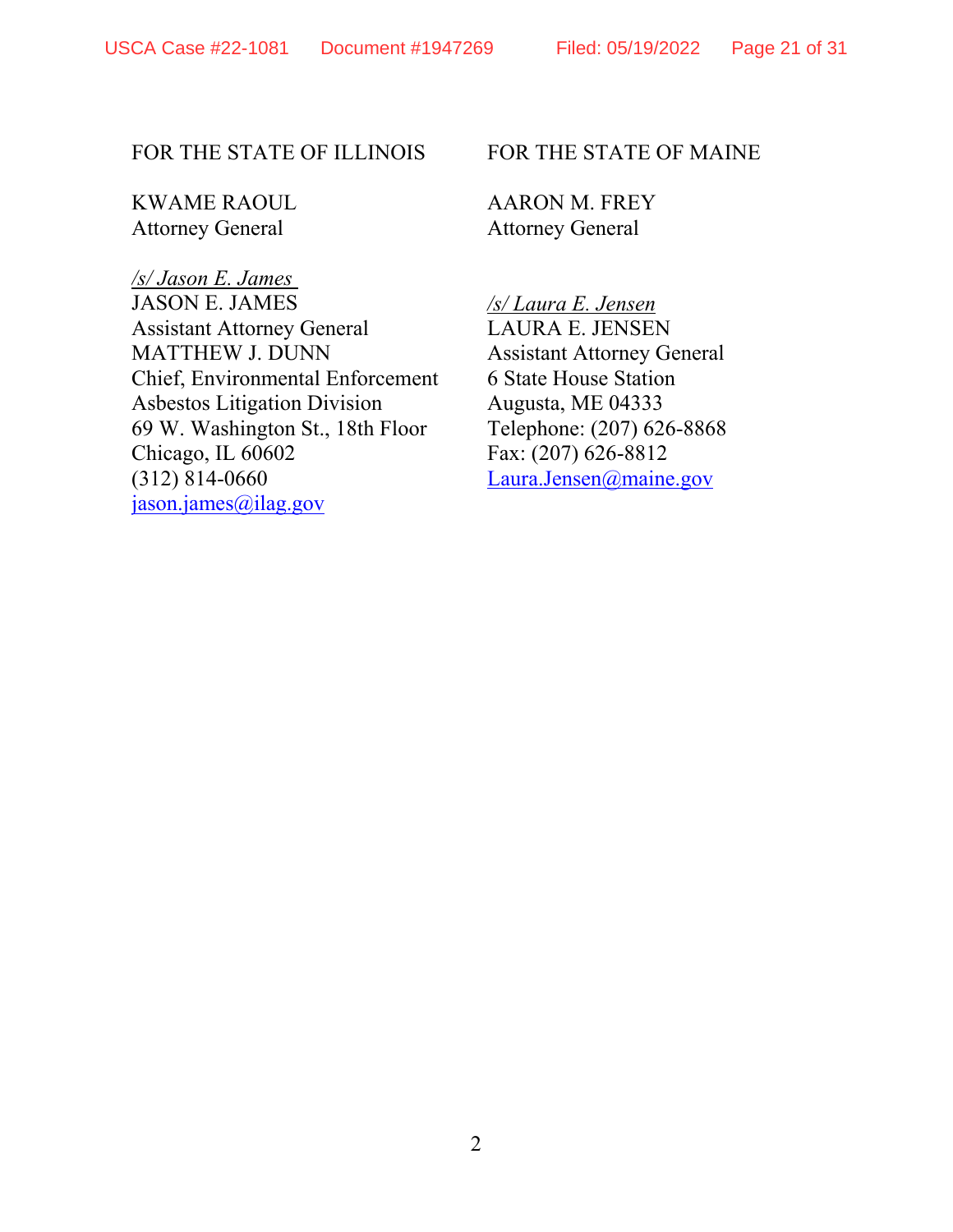FOR THE STATE OF ILLINOIS

KWAME RAOUL
Attorney General

*/s/ Jason E. James*
JASON E. JAMES
Assistant Attorney General
MATTHEW J. DUNN
Chief, Environmental Enforcement
Asbestos Litigation Division
69 W. Washington St., 18th Floor
Chicago, IL 60602
(312) 814-0660
jason.james@ilag.gov

FOR THE STATE OF MAINE

AARON M. FREY
Attorney General

*/s/ Laura E. Jensen*
LAURA E. JENSEN
Assistant Attorney General
6 State House Station
Augusta, ME 04333
Telephone: (207) 626-8868
Fax: (207) 626-8812
Laura.Jensen@maine.gov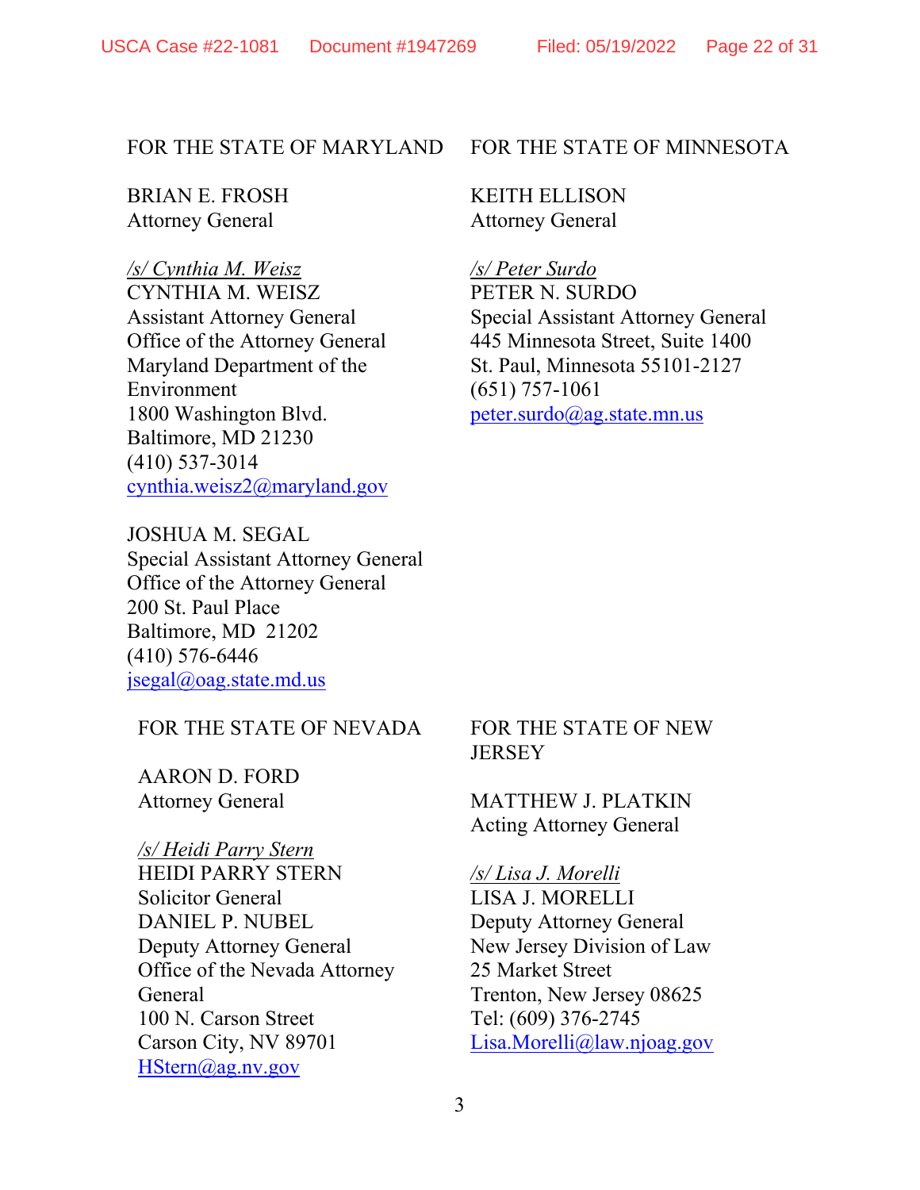FOR THE STATE OF MARYLAND

BRIAN E. FROSH
Attorney General

*/s/ Cynthia M. Weisz*
CYNTHIA M. WEISZ
Assistant Attorney General
Office of the Attorney General
Maryland Department of the Environment
1800 Washington Blvd.
Baltimore, MD 21230
(410) 537-3014
cynthia.weisz2@maryland.gov

JOSHUA M. SEGAL
Special Assistant Attorney General
Office of the Attorney General
200 St. Paul Place
Baltimore, MD 21202
(410) 576-6446
jsegal@oag.state.md.us

FOR THE STATE OF MINNESOTA

KEITH ELLISON
Attorney General

*/s/ Peter Surdo*
PETER N. SURDO
Special Assistant Attorney General
445 Minnesota Street, Suite 1400
St. Paul, Minnesota 55101-2127
(651) 757-1061
peter.surdo@ag.state.mn.us

FOR THE STATE OF NEVADA

AARON D. FORD
Attorney General

*/s/ Heidi Parry Stern*
HEIDI PARRY STERN
Solicitor General
DANIEL P. NUBEL
Deputy Attorney General
Office of the Nevada Attorney General
100 N. Carson Street
Carson City, NV 89701
HStern@ag.nv.gov

FOR THE STATE OF NEW JERSEY

MATTHEW J. PLATKIN
Acting Attorney General

*/s/ Lisa J. Morelli*
LISA J. MORELLI
Deputy Attorney General
New Jersey Division of Law
25 Market Street
Trenton, New Jersey 08625
Tel: (609) 376-2745
Lisa.Morelli@law.njoag.gov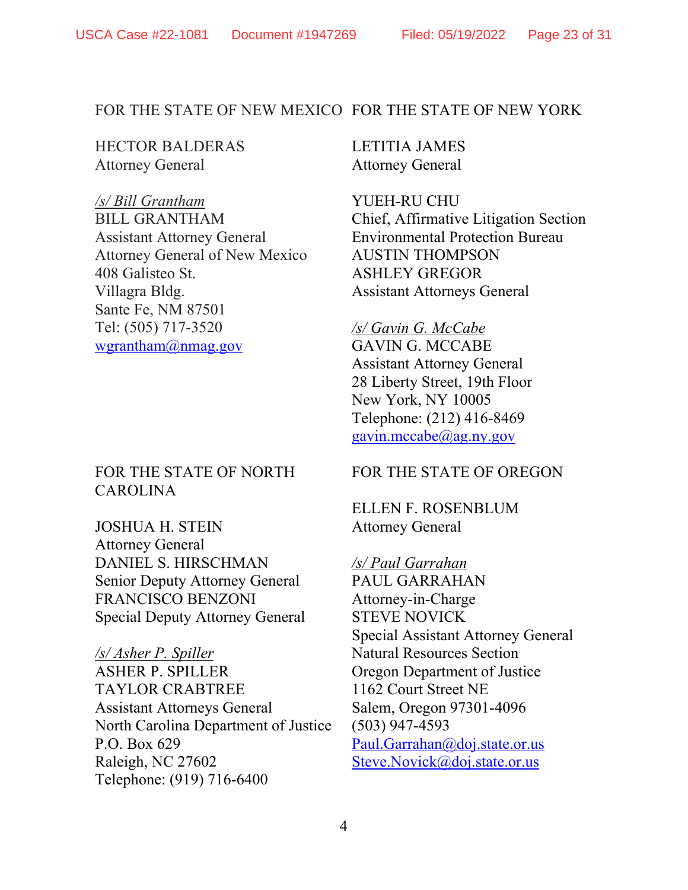FOR THE STATE OF NEW MEXICO

HECTOR BALDERAS
Attorney General

*/s/ Bill Grantham*
BILL GRANTHAM
Assistant Attorney General
Attorney General of New Mexico
408 Galisteo St.
Villagra Bldg.
Sante Fe, NM 87501
Tel: (505) 717-3520
wgrantham@nmag.gov

FOR THE STATE OF NEW YORK

LETITIA JAMES
Attorney General

YUEH-RU CHU
Chief, Affirmative Litigation Section
Environmental Protection Bureau
AUSTIN THOMPSON
ASHLEY GREGOR
Assistant Attorneys General

*/s/ Gavin G. McCabe*
GAVIN G. MCCABE
Assistant Attorney General
28 Liberty Street, 19th Floor
New York, NY 10005
Telephone: (212) 416-8469
gavin.mccabe@ag.ny.gov

FOR THE STATE OF NORTH CAROLINA

JOSHUA H. STEIN
Attorney General
DANIEL S. HIRSCHMAN
Senior Deputy Attorney General
FRANCISCO BENZONI
Special Deputy Attorney General

*/s/ Asher P. Spiller*
ASHER P. SPILLER
TAYLOR CRABTREE
Assistant Attorneys General
North Carolina Department of Justice
P.O. Box 629
Raleigh, NC 27602
Telephone: (919) 716-6400

FOR THE STATE OF OREGON

ELLEN F. ROSENBLUM
Attorney General

*/s/ Paul Garrahan*
PAUL GARRAHAN
Attorney-in-Charge
STEVE NOVICK
Special Assistant Attorney General
Natural Resources Section
Oregon Department of Justice
1162 Court Street NE
Salem, Oregon 97301-4096
(503) 947-4593
Paul.Garrahan@doj.state.or.us
Steve.Novick@doj.state.or.us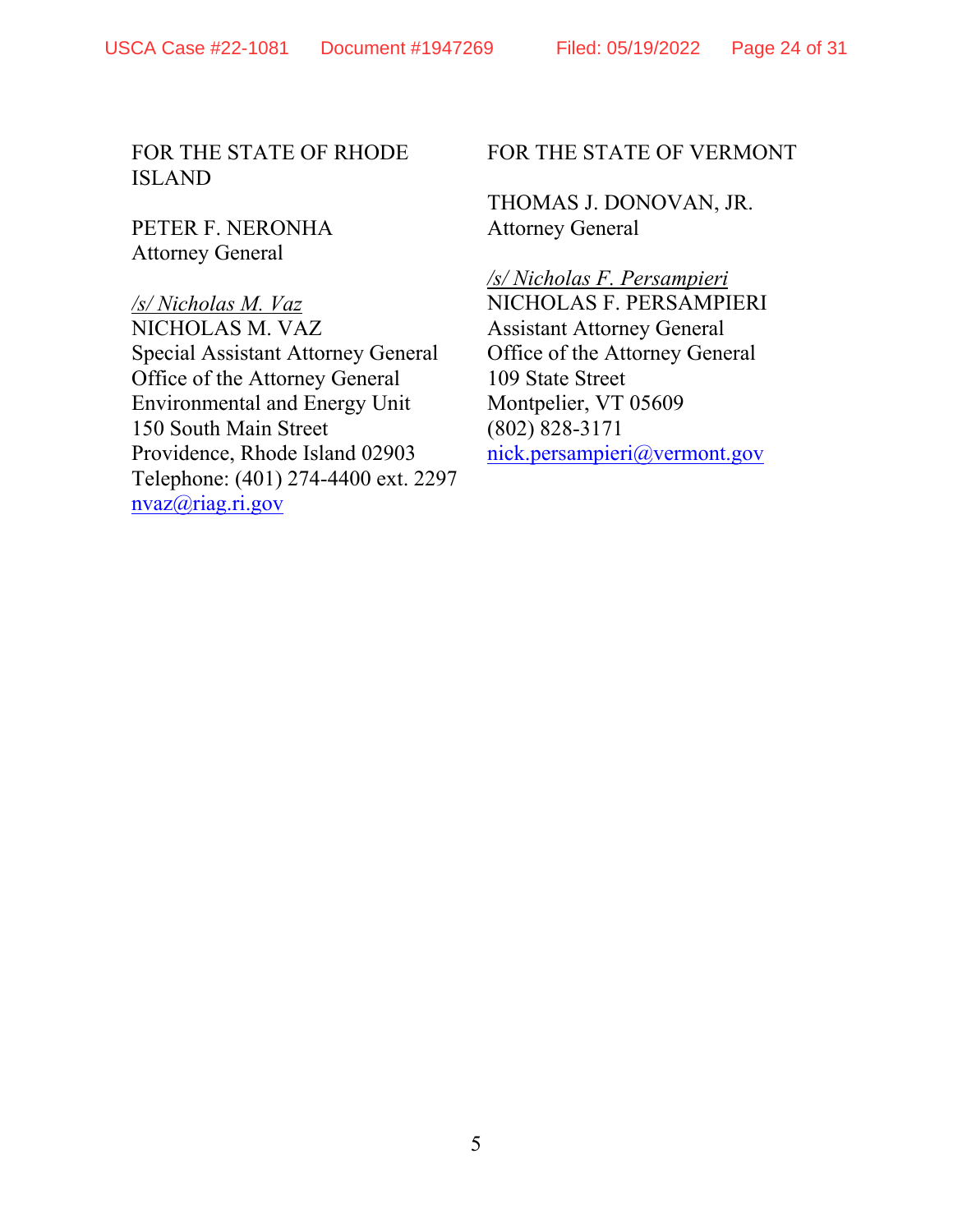FOR THE STATE OF RHODE ISLAND

PETER F. NERONHA
Attorney General

*/s/ Nicholas M. Vaz*
NICHOLAS M. VAZ
Special Assistant Attorney General
Office of the Attorney General
Environmental and Energy Unit
150 South Main Street
Providence, Rhode Island 02903
Telephone: (401) 274-4400 ext. 2297
nvaz@riag.ri.gov

FOR THE STATE OF VERMONT

THOMAS J. DONOVAN, JR.
Attorney General

*/s/ Nicholas F. Persampieri*
NICHOLAS F. PERSAMPIERI
Assistant Attorney General
Office of the Attorney General
109 State Street
Montpelier, VT 05609
(802) 828-3171
nick.persampieri@vermont.gov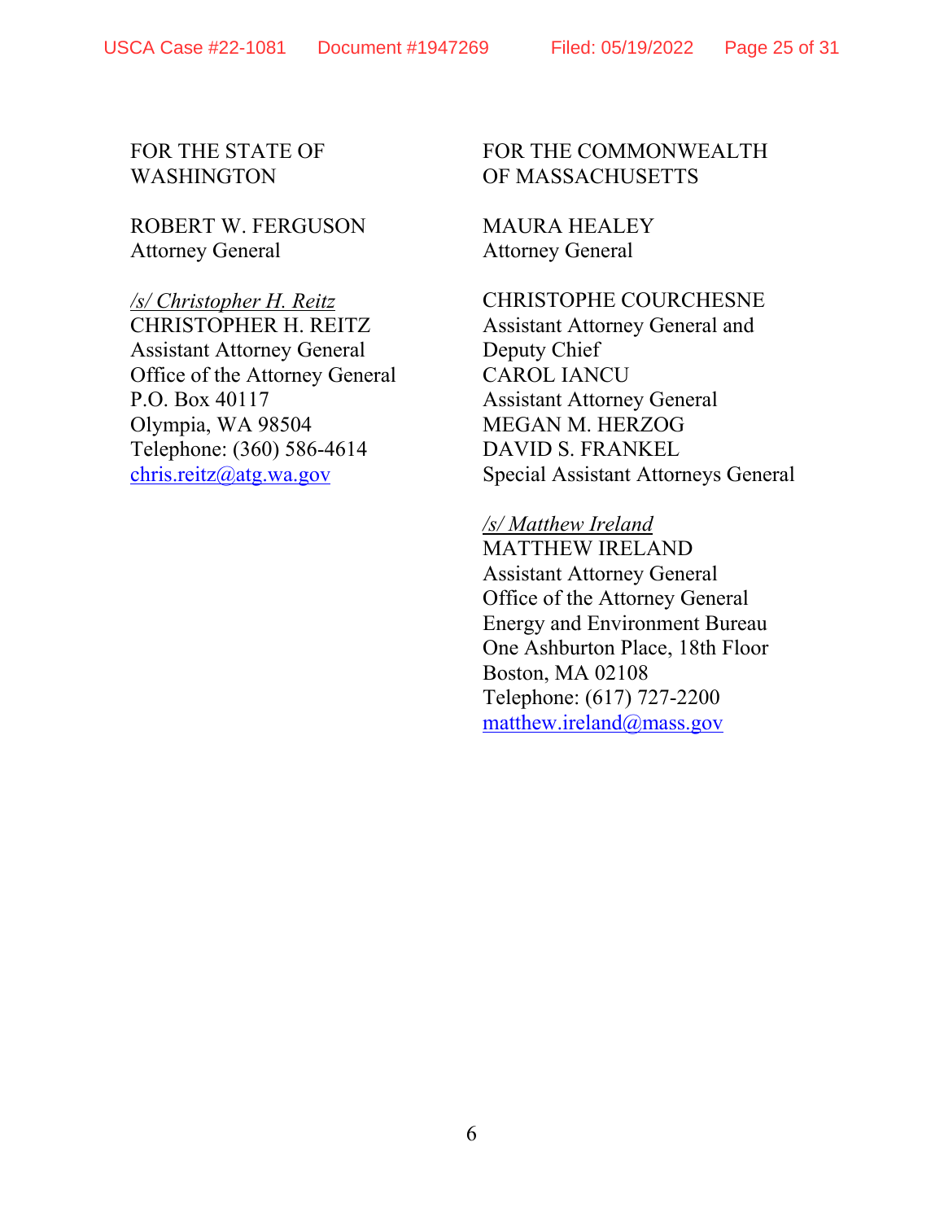FOR THE STATE OF WASHINGTON

ROBERT W. FERGUSON
Attorney General

*<u>/s/ Christopher H. Reitz</u>*
CHRISTOPHER H. REITZ
Assistant Attorney General
Office of the Attorney General
P.O. Box 40117
Olympia, WA 98504
Telephone: (360) 586-4614
chris.reitz@atg.wa.gov

FOR THE COMMONWEALTH OF MASSACHUSETTS

MAURA HEALEY
Attorney General

CHRISTOPHE COURCHESNE
Assistant Attorney General and Deputy Chief
CAROL IANCU
Assistant Attorney General
MEGAN M. HERZOG
DAVID S. FRANKEL
Special Assistant Attorneys General

*<u>/s/ Matthew Ireland</u>*
MATTHEW IRELAND
Assistant Attorney General
Office of the Attorney General
Energy and Environment Bureau
One Ashburton Place, 18th Floor
Boston, MA 02108
Telephone: (617) 727-2200
matthew.ireland@mass.gov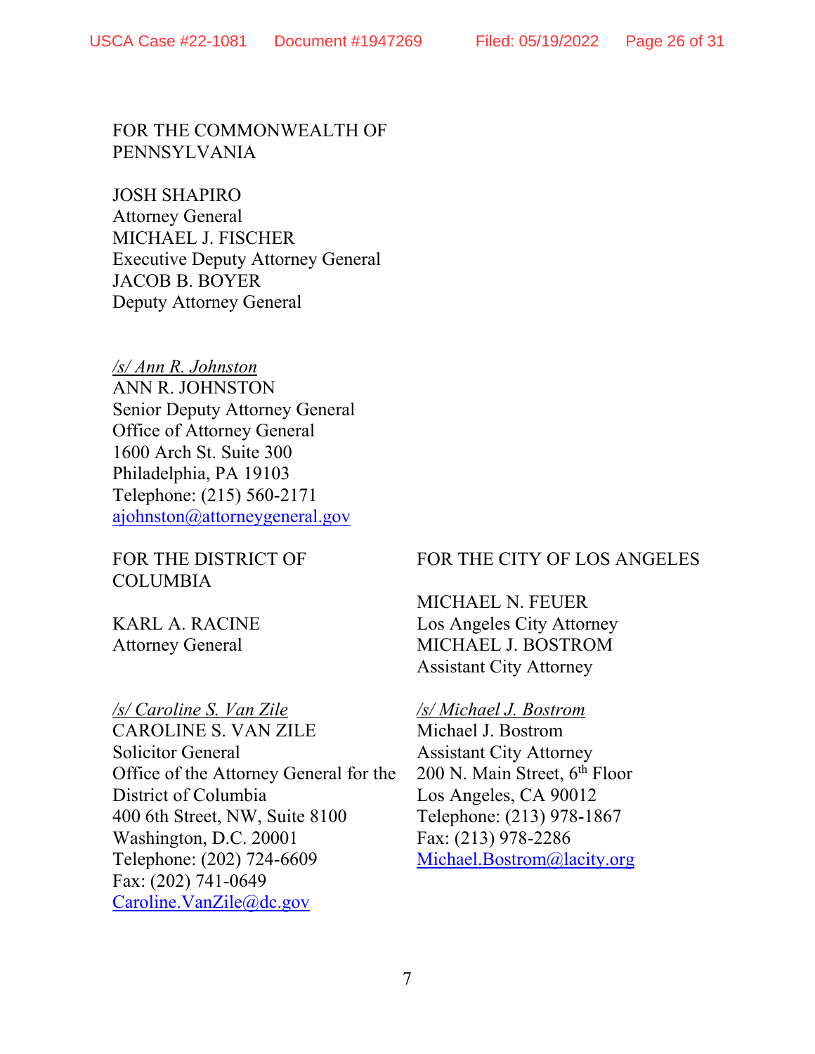FOR THE COMMONWEALTH OF PENNSYLVANIA

JOSH SHAPIRO
Attorney General
MICHAEL J. FISCHER
Executive Deputy Attorney General
JACOB B. BOYER
Deputy Attorney General

*/s/ Ann R. Johnston*
ANN R. JOHNSTON
Senior Deputy Attorney General
Office of Attorney General
1600 Arch St. Suite 300
Philadelphia, PA 19103
Telephone: (215) 560-2171
ajohnston@attorneygeneral.gov

FOR THE DISTRICT OF COLUMBIA

KARL A. RACINE
Attorney General

*/s/ Caroline S. Van Zile*
CAROLINE S. VAN ZILE
Solicitor General
Office of the Attorney General for the District of Columbia
400 6th Street, NW, Suite 8100
Washington, D.C. 20001
Telephone: (202) 724-6609
Fax: (202) 741-0649
Caroline.VanZile@dc.gov

FOR THE CITY OF LOS ANGELES

MICHAEL N. FEUER
Los Angeles City Attorney
MICHAEL J. BOSTROM
Assistant City Attorney

*/s/ Michael J. Bostrom*
Michael J. Bostrom
Assistant City Attorney
200 N. Main Street, 6th Floor
Los Angeles, CA 90012
Telephone: (213) 978-1867
Fax: (213) 978-2286
Michael.Bostrom@lacity.org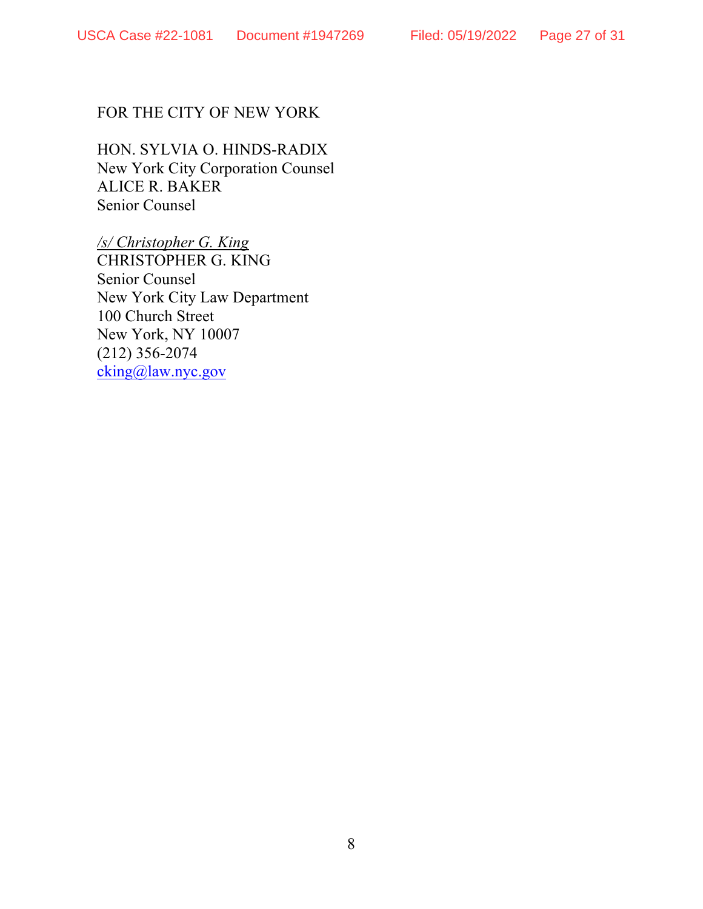FOR THE CITY OF NEW YORK

HON. SYLVIA O. HINDS-RADIX
New York City Corporation Counsel
ALICE R. BAKER
Senior Counsel

*/s/ Christopher G. King*
CHRISTOPHER G. KING
Senior Counsel
New York City Law Department
100 Church Street
New York, NY 10007
(212) 356-2074
cking@law.nyc.gov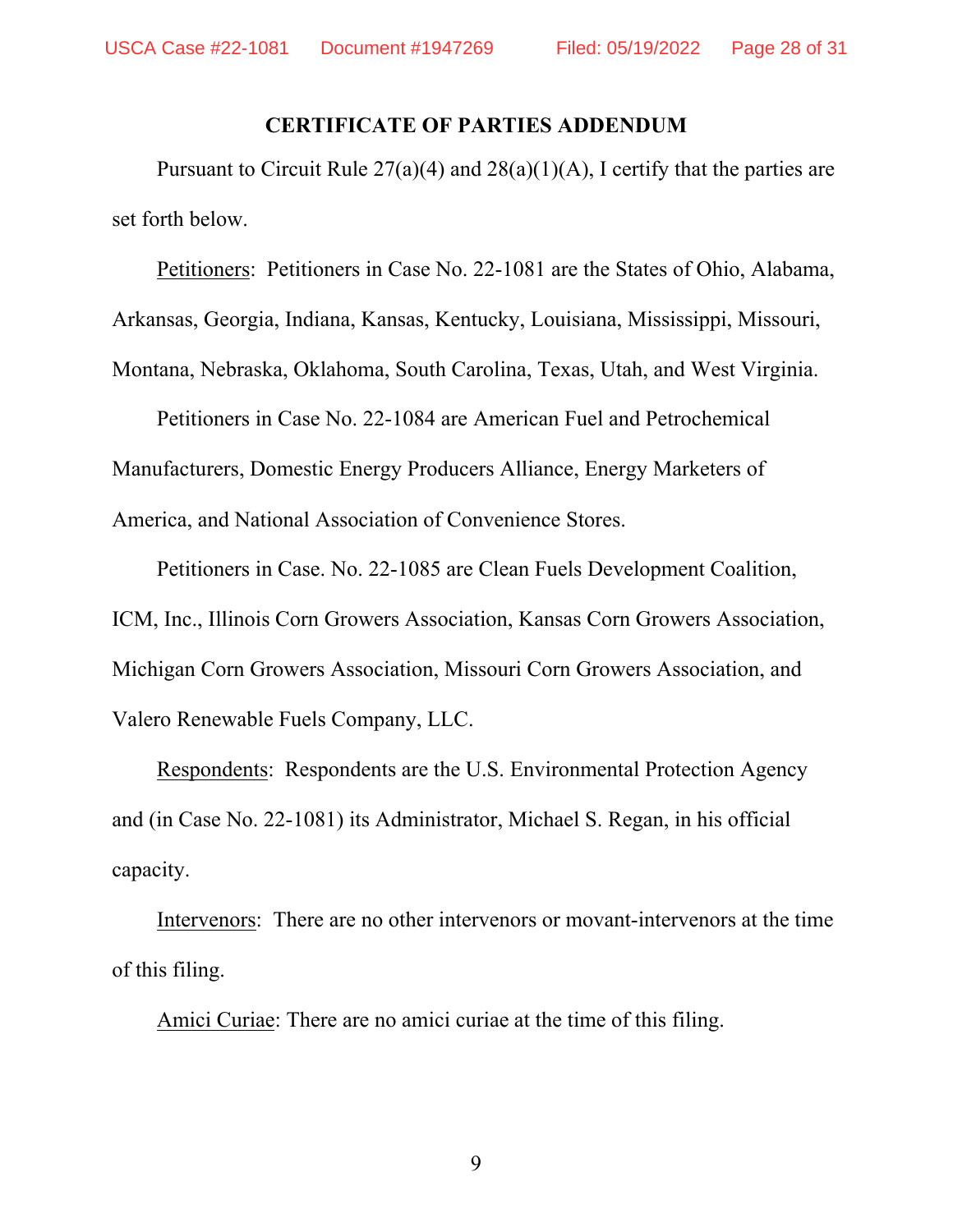## CERTIFICATE OF PARTIES ADDENDUM

Pursuant to Circuit Rule 27(a)(4) and 28(a)(1)(A), I certify that the parties are set forth below.

Petitioners: Petitioners in Case No. 22-1081 are the States of Ohio, Alabama, Arkansas, Georgia, Indiana, Kansas, Kentucky, Louisiana, Mississippi, Missouri, Montana, Nebraska, Oklahoma, South Carolina, Texas, Utah, and West Virginia.

Petitioners in Case No. 22-1084 are American Fuel and Petrochemical Manufacturers, Domestic Energy Producers Alliance, Energy Marketers of America, and National Association of Convenience Stores.

Petitioners in Case. No. 22-1085 are Clean Fuels Development Coalition, ICM, Inc., Illinois Corn Growers Association, Kansas Corn Growers Association, Michigan Corn Growers Association, Missouri Corn Growers Association, and Valero Renewable Fuels Company, LLC.

Respondents: Respondents are the U.S. Environmental Protection Agency and (in Case No. 22-1081) its Administrator, Michael S. Regan, in his official capacity.

Intervenors: There are no other intervenors or movant-intervenors at the time of this filing.

Amici Curiae: There are no amici curiae at the time of this filing.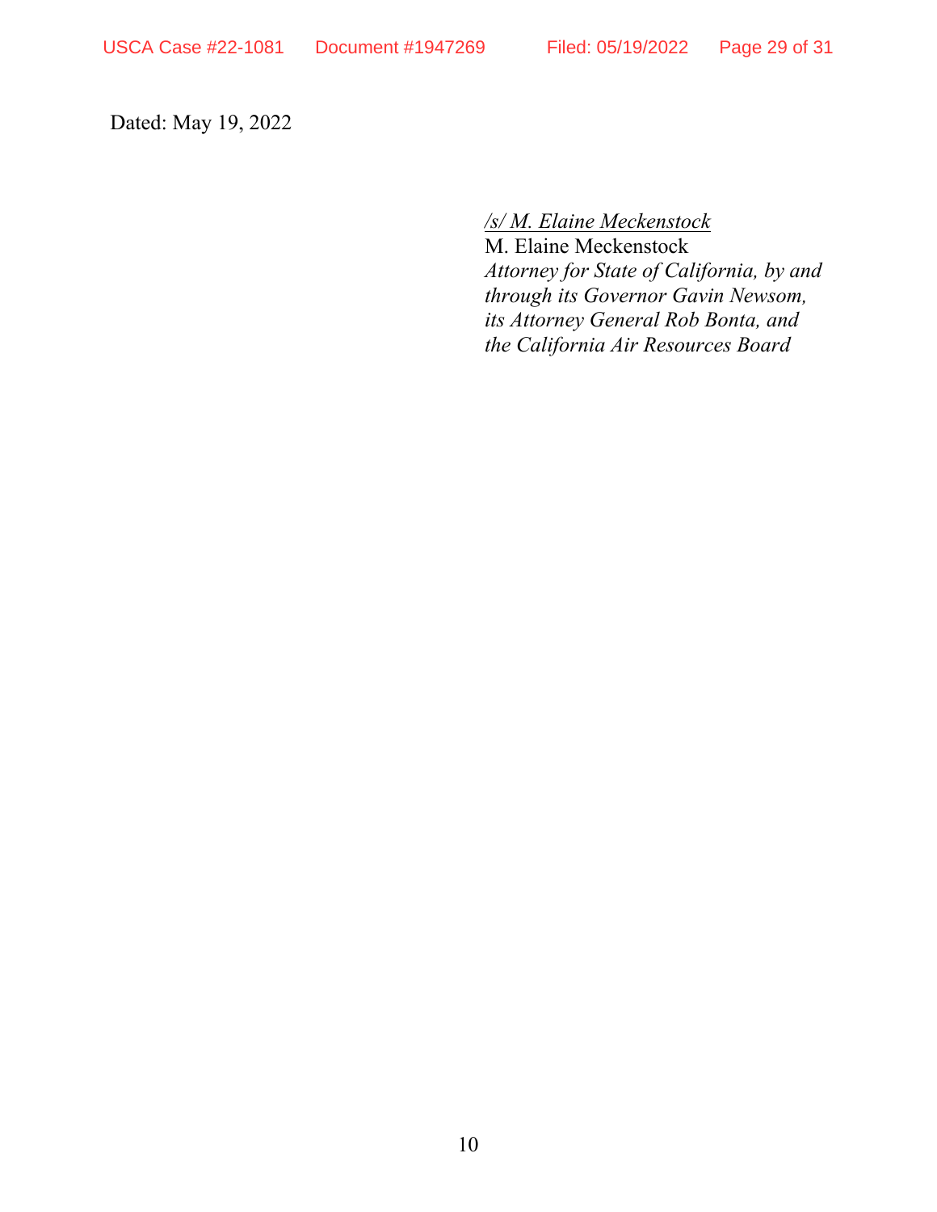Dated: May 19, 2022

*/s/ M. Elaine Meckenstock*
M. Elaine Meckenstock
*Attorney for State of California, by and through its Governor Gavin Newsom, its Attorney General Rob Bonta, and the California Air Resources Board*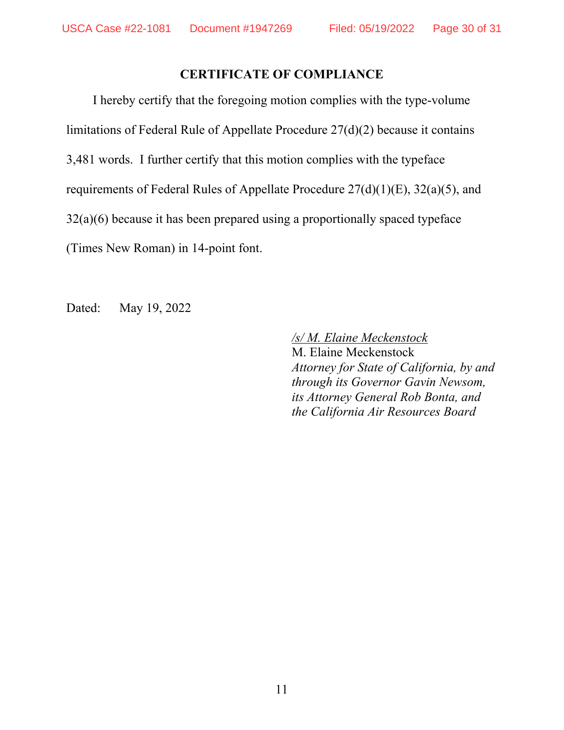**CERTIFICATE OF COMPLIANCE**

I hereby certify that the foregoing motion complies with the type-volume limitations of Federal Rule of Appellate Procedure 27(d)(2) because it contains 3,481 words. I further certify that this motion complies with the typeface requirements of Federal Rules of Appellate Procedure 27(d)(1)(E), 32(a)(5), and 32(a)(6) because it has been prepared using a proportionally spaced typeface (Times New Roman) in 14-point font.

Dated: May 19, 2022

*/s/ M. Elaine Meckenstock*
M. Elaine Meckenstock
*Attorney for State of California, by and through its Governor Gavin Newsom, its Attorney General Rob Bonta, and the California Air Resources Board*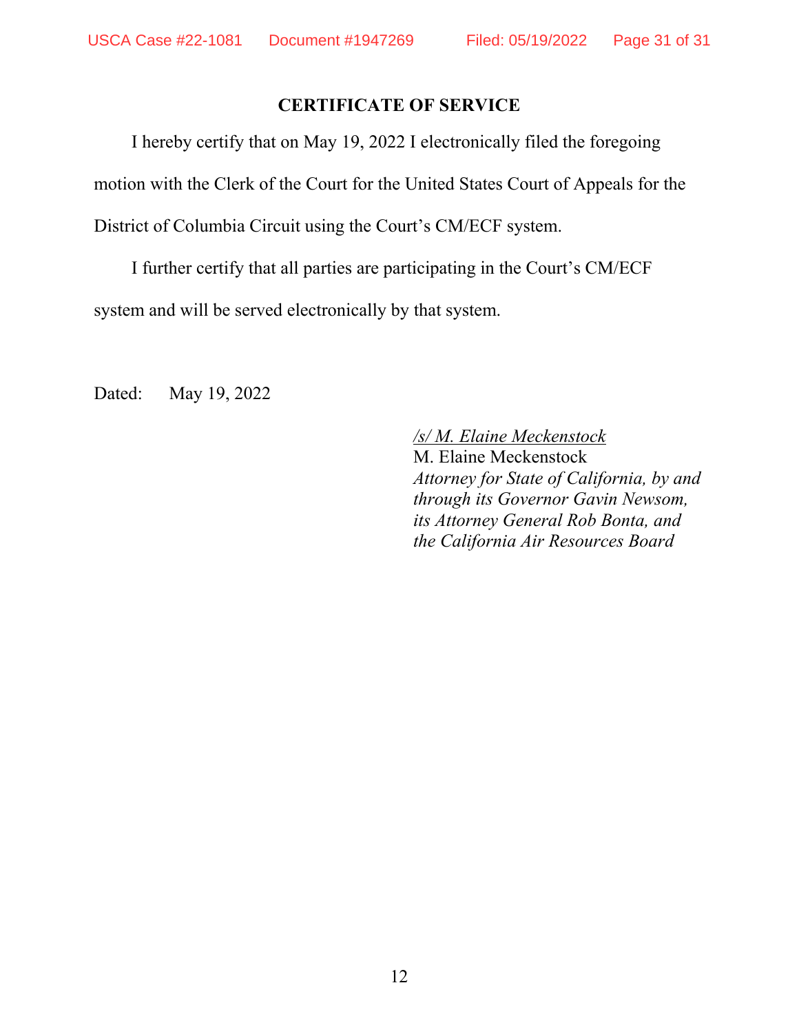## CERTIFICATE OF SERVICE

I hereby certify that on May 19, 2022 I electronically filed the foregoing motion with the Clerk of the Court for the United States Court of Appeals for the District of Columbia Circuit using the Court's CM/ECF system.

I further certify that all parties are participating in the Court's CM/ECF system and will be served electronically by that system.

Dated: May 19, 2022

/s/ *M. Elaine Meckenstock*
M. Elaine Meckenstock
*Attorney for State of California, by and through its Governor Gavin Newsom, its Attorney General Rob Bonta, and the California Air Resources Board*